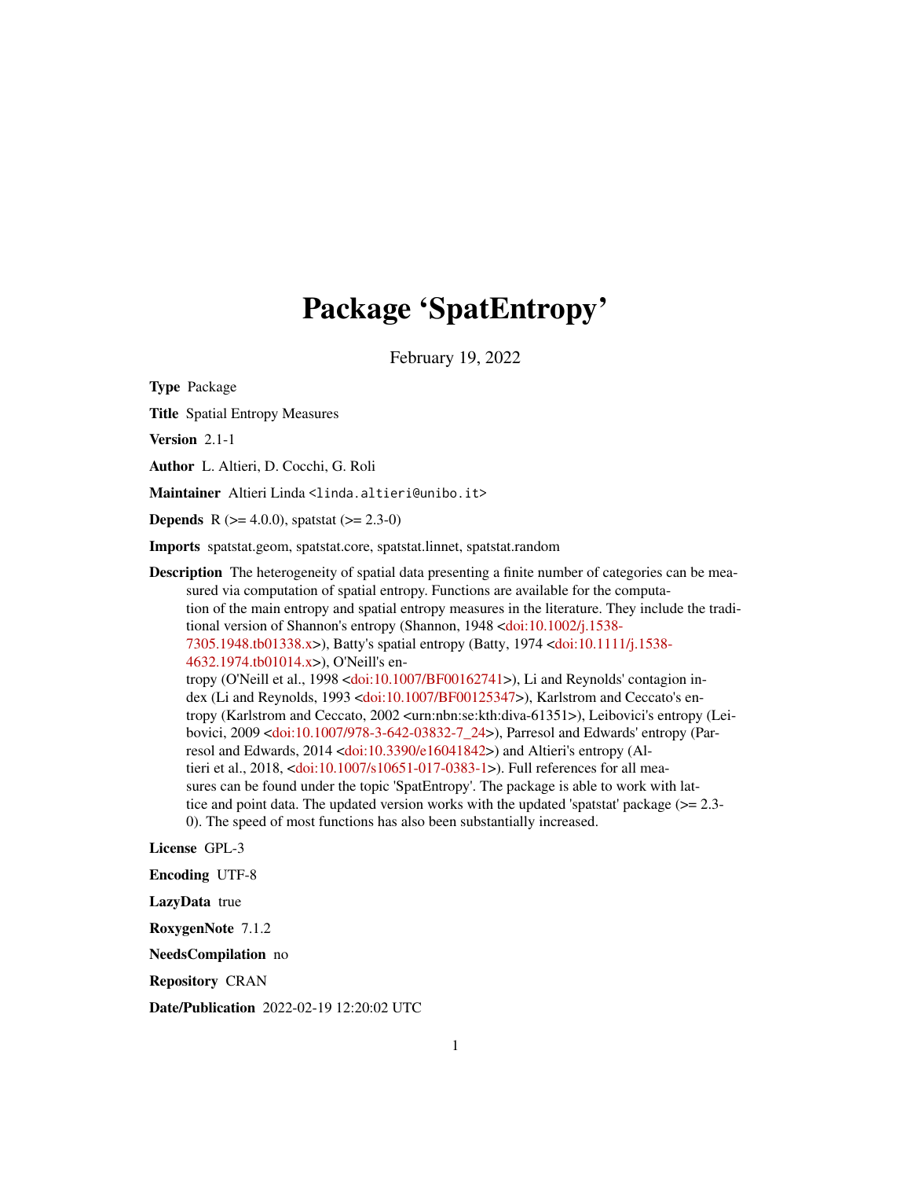# Package 'SpatEntropy'

February 19, 2022

**Type** Package

**Title** Spatial Entropy Measures

**Version** 2.1-1

**Author** L. Altieri, D. Cocchi, G. Roli

**Maintainer** Altieri Linda <linda.altieri@unibo.it>

**Depends** R (>= 4.0.0), spatstat (>= 2.3-0)

**Imports** spatstat.geom, spatstat.core, spatstat.linnet, spatstat.random

**Description** The heterogeneity of spatial data presenting a finite number of categories can be measured via computation of spatial entropy. Functions are available for the computation of the main entropy and spatial entropy measures in the literature. They include the traditional version of Shannon's entropy (Shannon, 1948 <doi:10.1002/j.1538-7305.1948.tb01338.x>), Batty's spatial entropy (Batty, 1974 <doi:10.1111/j.1538-4632.1974.tb01014.x>), O'Neill's entropy (O'Neill et al., 1998 <doi:10.1007/BF00162741>), Li and Reynolds' contagion index (Li and Reynolds, 1993 <doi:10.1007/BF00125347>), Karlstrom and Ceccato's entropy (Karlstrom and Ceccato, 2002 <urn:nbn:se:kth:diva-61351>), Leibovici's entropy (Leibovici, 2009 <doi:10.1007/978-3-642-03832-7_24>), Parresol and Edwards' entropy (Parresol and Edwards, 2014 <doi:10.3390/e16041842>) and Altieri's entropy (Altieri et al., 2018, <doi:10.1007/s10651-017-0383-1>). Full references for all measures can be found under the topic 'SpatEntropy'. The package is able to work with lattice and point data. The updated version works with the updated 'spatstat' package (>= 2.3-0). The speed of most functions has also been substantially increased.

**License** GPL-3

**Encoding** UTF-8

**LazyData** true

**RoxygenNote** 7.1.2

**NeedsCompilation** no

**Repository** CRAN

**Date/Publication** 2022-02-19 12:20:02 UTC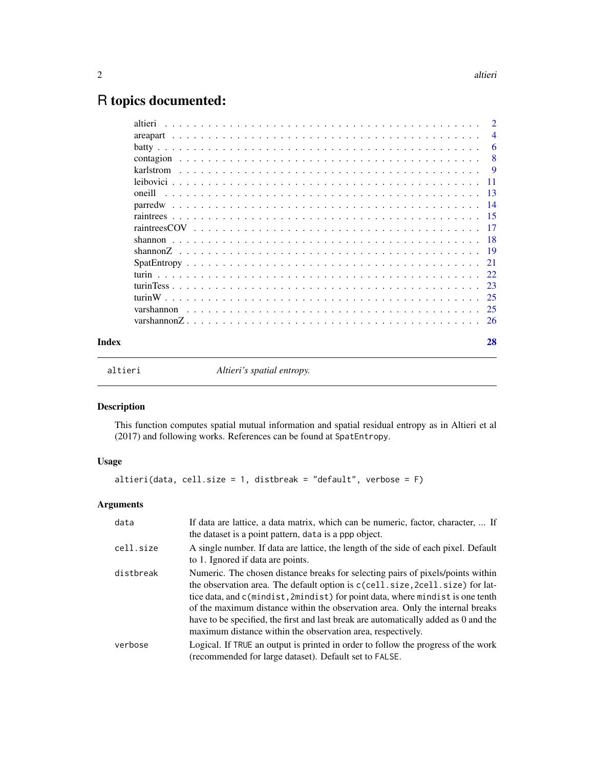# R topics documented:

| | |
|---|---|
| altieri | 2 |
| areapart | 4 |
| batty | 6 |
| contagion | 8 |
| karlstrom | 9 |
| leibovici | 11 |
| oneill | 13 |
| parredw | 14 |
| raintrees | 15 |
| raintreesCOV | 17 |
| shannon | 18 |
| shannonZ | 19 |
| SpatEntropy | 21 |
| turin | 22 |
| turinTess | 23 |
| turinW | 25 |
| varshannon | 25 |
| varshannonZ | 26 |
| **Index** | **28** |

---

altieri — *Altieri's spatial entropy.*

---

## Description

This function computes spatial mutual information and spatial residual entropy as in Altieri et al (2017) and following works. References can be found at `SpatEntropy`.

## Usage

```
altieri(data, cell.size = 1, distbreak = "default", verbose = F)
```

## Arguments

| | |
|---|---|
| `data` | If data are lattice, a data matrix, which can be numeric, factor, character, ... If the dataset is a point pattern, `data` is a `ppp` object. |
| `cell.size` | A single number. If data are lattice, the length of the side of each pixel. Default to 1. Ignored if data are points. |
| `distbreak` | Numeric. The chosen distance breaks for selecting pairs of pixels/points within the observation area. The default option is `c(cell.size,2cell.size)` for lattice data, and `c(mindist,2mindist)` for point data, where `mindist` is one tenth of the maximum distance within the observation area. Only the internal breaks have to be specified, the first and last break are automatically added as 0 and the maximum distance within the observation area, respectively. |
| `verbose` | Logical. If `TRUE` an output is printed in order to follow the progress of the work (recommended for large dataset). Default set to `FALSE`. |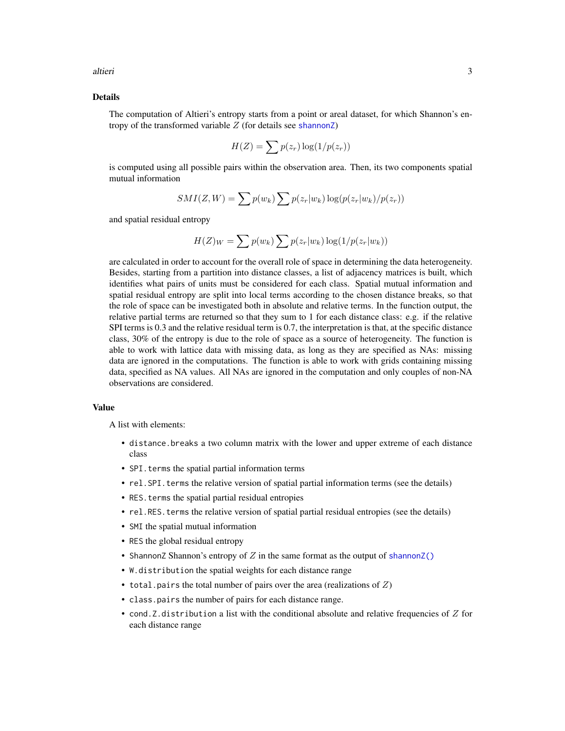## Details

The computation of Altieri's entropy starts from a point or areal dataset, for which Shannon's entropy of the transformed variable $Z$ (for details see shannonZ)

$$H(Z) = \sum p(z_r) \log(1/p(z_r))$$

is computed using all possible pairs within the observation area. Then, its two components spatial mutual information

$$SMI(Z, W) = \sum p(w_k) \sum p(z_r|w_k) \log(p(z_r|w_k)/p(z_r))$$

and spatial residual entropy

$$H(Z)_W = \sum p(w_k) \sum p(z_r|w_k) \log(1/p(z_r|w_k))$$

are calculated in order to account for the overall role of space in determining the data heterogeneity. Besides, starting from a partition into distance classes, a list of adjacency matrices is built, which identifies what pairs of units must be considered for each class. Spatial mutual information and spatial residual entropy are split into local terms according to the chosen distance breaks, so that the role of space can be investigated both in absolute and relative terms. In the function output, the relative partial terms are returned so that they sum to 1 for each distance class: e.g. if the relative SPI terms is 0.3 and the relative residual term is 0.7, the interpretation is that, at the specific distance class, 30% of the entropy is due to the role of space as a source of heterogeneity. The function is able to work with lattice data with missing data, as long as they are specified as NAs: missing data are ignored in the computations. The function is able to work with grids containing missing data, specified as NA values. All NAs are ignored in the computation and only couples of non-NA observations are considered.

## Value

A list with elements:

- `distance.breaks` a two column matrix with the lower and upper extreme of each distance class
- `SPI.terms` the spatial partial information terms
- `rel.SPI.terms` the relative version of spatial partial information terms (see the details)
- `RES.terms` the spatial partial residual entropies
- `rel.RES.terms` the relative version of spatial partial residual entropies (see the details)
- `SMI` the spatial mutual information
- `RES` the global residual entropy
- `ShannonZ` Shannon's entropy of $Z$ in the same format as the output of `shannonZ()`
- `W.distribution` the spatial weights for each distance range
- `total.pairs` the total number of pairs over the area (realizations of $Z$)
- `class.pairs` the number of pairs for each distance range.
- `cond.Z.distribution` a list with the conditional absolute and relative frequencies of $Z$ for each distance range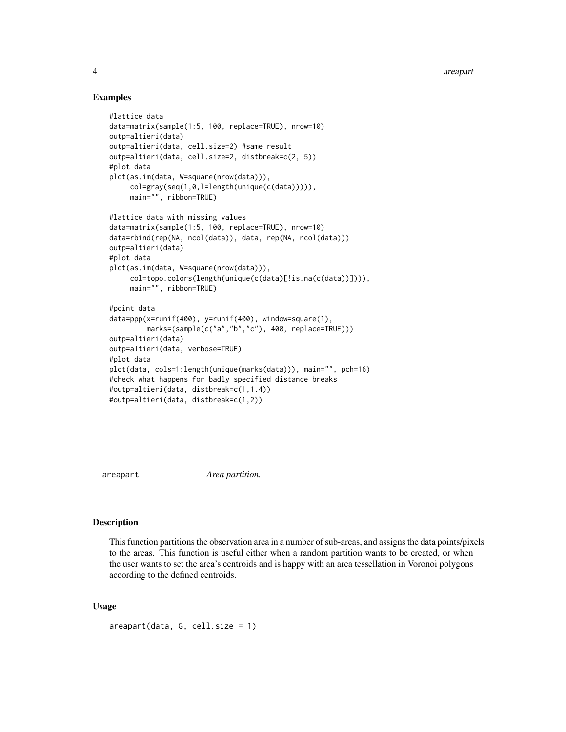## Examples

```
#lattice data
data=matrix(sample(1:5, 100, replace=TRUE), nrow=10)
outp=altieri(data)
outp=altieri(data, cell.size=2) #same result
outp=altieri(data, cell.size=2, distbreak=c(2, 5))
#plot data
plot(as.im(data, W=square(nrow(data))),
     col=gray(seq(1,0,l=length(unique(c(data))))),
     main="", ribbon=TRUE)

#lattice data with missing values
data=matrix(sample(1:5, 100, replace=TRUE), nrow=10)
data=rbind(rep(NA, ncol(data)), data, rep(NA, ncol(data)))
outp=altieri(data)
#plot data
plot(as.im(data, W=square(nrow(data))),
     col=topo.colors(length(unique(c(data)[!is.na(c(data))]))),
     main="", ribbon=TRUE)

#point data
data=ppp(x=runif(400), y=runif(400), window=square(1),
         marks=(sample(c("a","b","c"), 400, replace=TRUE)))
outp=altieri(data)
outp=altieri(data, verbose=TRUE)
#plot data
plot(data, cols=1:length(unique(marks(data))), main="", pch=16)
#check what happens for badly specified distance breaks
#outp=altieri(data, distbreak=c(1,1.4))
#outp=altieri(data, distbreak=c(1,2))
```

---

# areapart *Area partition.*

## Description

This function partitions the observation area in a number of sub-areas, and assigns the data points/pixels to the areas. This function is useful either when a random partition wants to be created, or when the user wants to set the area's centroids and is happy with an area tessellation in Voronoi polygons according to the defined centroids.

## Usage

```
areapart(data, G, cell.size = 1)
```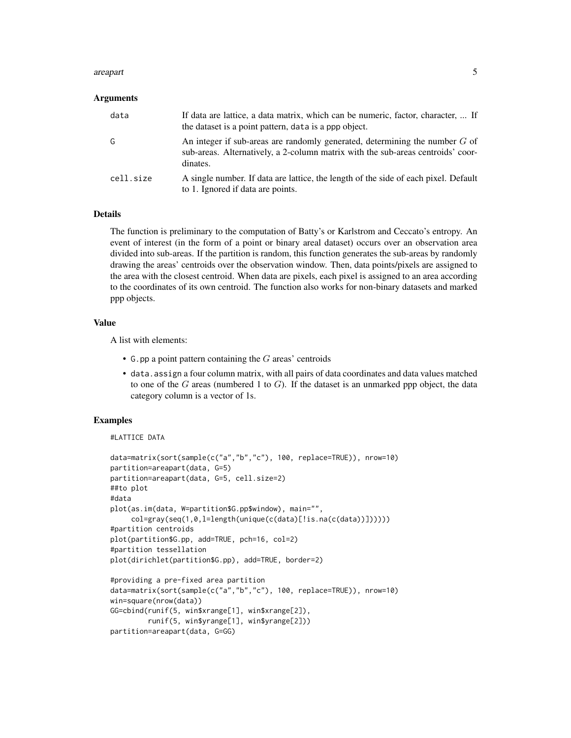### Arguments

| | |
|---|---|
| `data` | If data are lattice, a data matrix, which can be numeric, factor, character, ... If the dataset is a point pattern, `data` is a ppp object. |
| `G` | An integer if sub-areas are randomly generated, determining the number $G$ of sub-areas. Alternatively, a 2-column matrix with the sub-areas centroids' coordinates. |
| `cell.size` | A single number. If data are lattice, the length of the side of each pixel. Default to 1. Ignored if data are points. |

### Details

The function is preliminary to the computation of Batty's or Karlstrom and Ceccato's entropy. An event of interest (in the form of a point or binary areal dataset) occurs over an observation area divided into sub-areas. If the partition is random, this function generates the sub-areas by randomly drawing the areas' centroids over the observation window. Then, data points/pixels are assigned to the area with the closest centroid. When data are pixels, each pixel is assigned to an area according to the coordinates of its own centroid. The function also works for non-binary datasets and marked ppp objects.

### Value

A list with elements:

- `G.pp` a point pattern containing the $G$ areas' centroids
- `data.assign` a four column matrix, with all pairs of data coordinates and data values matched to one of the $G$ areas (numbered 1 to $G$). If the dataset is an unmarked ppp object, the data category column is a vector of 1s.

### Examples

```
#LATTICE DATA

data=matrix(sort(sample(c("a","b","c"), 100, replace=TRUE)), nrow=10)
partition=areapart(data, G=5)
partition=areapart(data, G=5, cell.size=2)
##to plot
#data
plot(as.im(data, W=partition$G.pp$window), main="",
     col=gray(seq(1,0,l=length(unique(c(data)[!is.na(c(data))])))))
#partition centroids
plot(partition$G.pp, add=TRUE, pch=16, col=2)
#partition tessellation
plot(dirichlet(partition$G.pp), add=TRUE, border=2)

#providing a pre-fixed area partition
data=matrix(sort(sample(c("a","b","c"), 100, replace=TRUE)), nrow=10)
win=square(nrow(data))
GG=cbind(runif(5, win$xrange[1], win$xrange[2]),
         runif(5, win$yrange[1], win$yrange[2]))
partition=areapart(data, G=GG)
```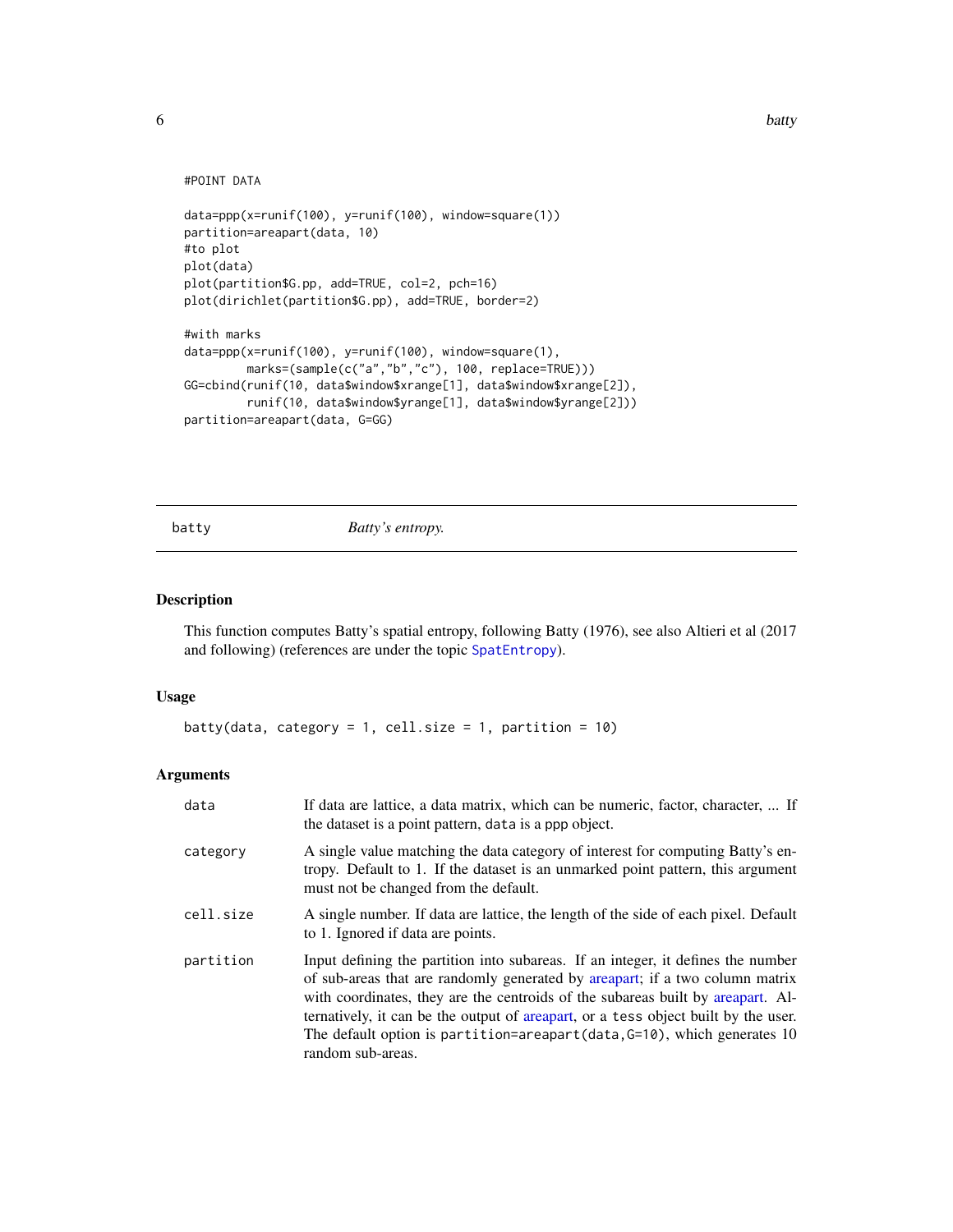```
#POINT DATA

data=ppp(x=runif(100), y=runif(100), window=square(1))
partition=areapart(data, 10)
#to plot
plot(data)
plot(partition$G.pp, add=TRUE, col=2, pch=16)
plot(dirichlet(partition$G.pp), add=TRUE, border=2)

#with marks
data=ppp(x=runif(100), y=runif(100), window=square(1),
         marks=(sample(c("a","b","c"), 100, replace=TRUE)))
GG=cbind(runif(10, data$window$xrange[1], data$window$xrange[2]),
         runif(10, data$window$yrange[1], data$window$yrange[2]))
partition=areapart(data, G=GG)
```

---

## batty — *Batty's entropy.*

### Description

This function computes Batty's spatial entropy, following Batty (1976), see also Altieri et al (2017 and following) (references are under the topic SpatEntropy).

### Usage

```
batty(data, category = 1, cell.size = 1, partition = 10)
```

### Arguments

| | |
|---|---|
| data | If data are lattice, a data matrix, which can be numeric, factor, character, ... If the dataset is a point pattern, data is a ppp object. |
| category | A single value matching the data category of interest for computing Batty's entropy. Default to 1. If the dataset is an unmarked point pattern, this argument must not be changed from the default. |
| cell.size | A single number. If data are lattice, the length of the side of each pixel. Default to 1. Ignored if data are points. |
| partition | Input defining the partition into subareas. If an integer, it defines the number of sub-areas that are randomly generated by areapart; if a two column matrix with coordinates, they are the centroids of the subareas built by areapart. Alternatively, it can be the output of areapart, or a tess object built by the user. The default option is partition=areapart(data,G=10), which generates 10 random sub-areas. |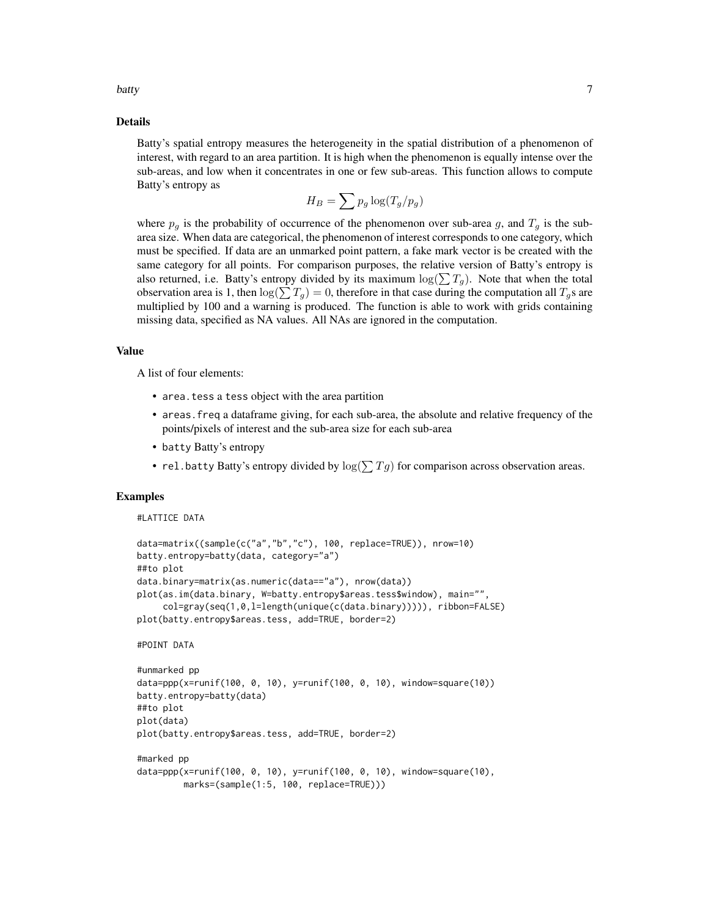## Details

Batty's spatial entropy measures the heterogeneity in the spatial distribution of a phenomenon of interest, with regard to an area partition. It is high when the phenomenon is equally intense over the sub-areas, and low when it concentrates in one or few sub-areas. This function allows to compute Batty's entropy as

$$H_B = \sum p_g \log(T_g/p_g)$$

where $p_g$ is the probability of occurrence of the phenomenon over sub-area $g$, and $T_g$ is the sub-area size. When data are categorical, the phenomenon of interest corresponds to one category, which must be specified. If data are an unmarked point pattern, a fake mark vector is be created with the same category for all points. For comparison purposes, the relative version of Batty's entropy is also returned, i.e. Batty's entropy divided by its maximum $\log(\sum T_g)$. Note that when the total observation area is 1, then $\log(\sum T_g) = 0$, therefore in that case during the computation all $T_g$s are multiplied by 100 and a warning is produced. The function is able to work with grids containing missing data, specified as NA values. All NAs are ignored in the computation.

## Value

A list of four elements:

- `area.tess` a `tess` object with the area partition
- `areas.freq` a dataframe giving, for each sub-area, the absolute and relative frequency of the points/pixels of interest and the sub-area size for each sub-area
- `batty` Batty's entropy
- `rel.batty` Batty's entropy divided by $\log(\sum Tg)$ for comparison across observation areas.

## Examples

```
#LATTICE DATA

data=matrix((sample(c("a","b","c"), 100, replace=TRUE)), nrow=10)
batty.entropy=batty(data, category="a")
##to plot
data.binary=matrix(as.numeric(data=="a"), nrow(data))
plot(as.im(data.binary, W=batty.entropy$areas.tess$window), main="",
     col=gray(seq(1,0,l=length(unique(c(data.binary))))), ribbon=FALSE)
plot(batty.entropy$areas.tess, add=TRUE, border=2)

#POINT DATA

#unmarked pp
data=ppp(x=runif(100, 0, 10), y=runif(100, 0, 10), window=square(10))
batty.entropy=batty(data)
##to plot
plot(data)
plot(batty.entropy$areas.tess, add=TRUE, border=2)

#marked pp
data=ppp(x=runif(100, 0, 10), y=runif(100, 0, 10), window=square(10),
         marks=(sample(1:5, 100, replace=TRUE)))
```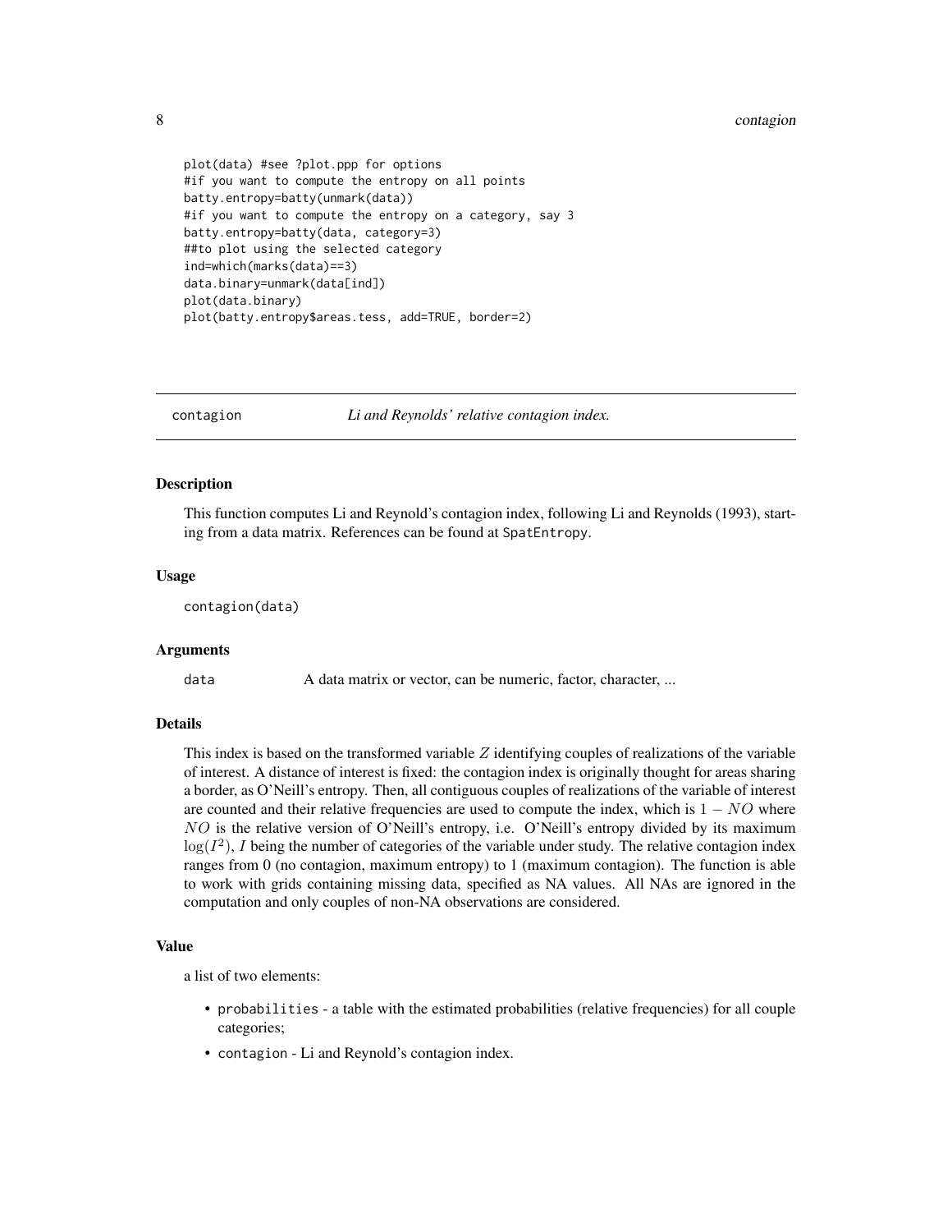```
plot(data) #see ?plot.ppp for options
#if you want to compute the entropy on all points
batty.entropy=batty(unmark(data))
#if you want to compute the entropy on a category, say 3
batty.entropy=batty(data, category=3)
##to plot using the selected category
ind=which(marks(data)==3)
data.binary=unmark(data[ind])
plot(data.binary)
plot(batty.entropy$areas.tess, add=TRUE, border=2)
```

---

## contagion — *Li and Reynolds' relative contagion index.*

### Description

This function computes Li and Reynold's contagion index, following Li and Reynolds (1993), starting from a data matrix. References can be found at `SpatEntropy`.

### Usage

```
contagion(data)
```

### Arguments

| | |
|---|---|
| `data` | A data matrix or vector, can be numeric, factor, character, ... |

### Details

This index is based on the transformed variable $Z$ identifying couples of realizations of the variable of interest. A distance of interest is fixed: the contagion index is originally thought for areas sharing a border, as O'Neill's entropy. Then, all contiguous couples of realizations of the variable of interest are counted and their relative frequencies are used to compute the index, which is $1 - NO$ where $NO$ is the relative version of O'Neill's entropy, i.e. O'Neill's entropy divided by its maximum $\log(I^2)$, $I$ being the number of categories of the variable under study. The relative contagion index ranges from 0 (no contagion, maximum entropy) to 1 (maximum contagion). The function is able to work with grids containing missing data, specified as NA values. All NAs are ignored in the computation and only couples of non-NA observations are considered.

### Value

a list of two elements:

- `probabilities` - a table with the estimated probabilities (relative frequencies) for all couple categories;
- `contagion` - Li and Reynold's contagion index.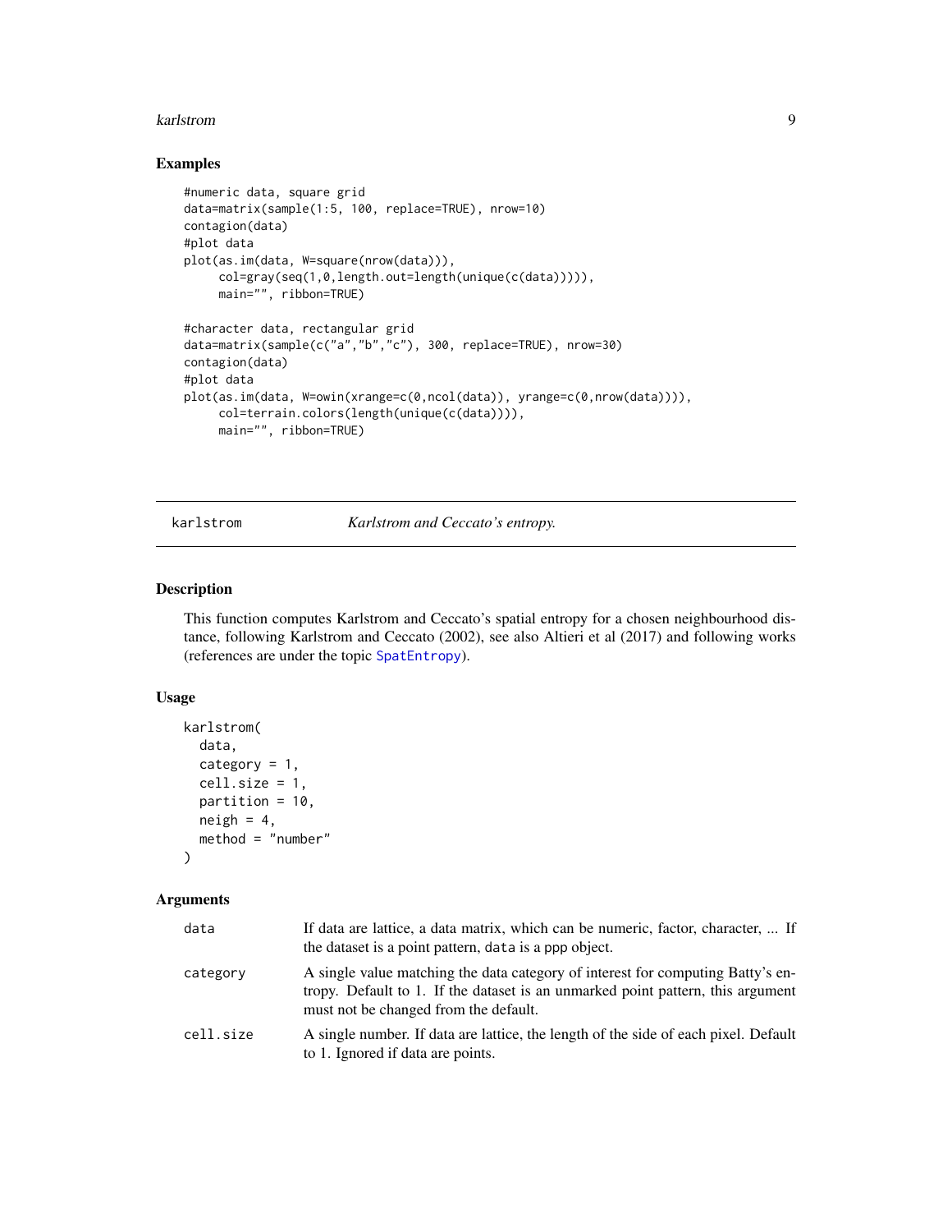## Examples

```
#numeric data, square grid
data=matrix(sample(1:5, 100, replace=TRUE), nrow=10)
contagion(data)
#plot data
plot(as.im(data, W=square(nrow(data))),
     col=gray(seq(1,0,length.out=length(unique(c(data))))),
     main="", ribbon=TRUE)

#character data, rectangular grid
data=matrix(sample(c("a","b","c"), 300, replace=TRUE), nrow=30)
contagion(data)
#plot data
plot(as.im(data, W=owin(xrange=c(0,ncol(data)), yrange=c(0,nrow(data)))),
     col=terrain.colors(length(unique(c(data)))),
     main="", ribbon=TRUE)
```

---

# karlstrom — *Karlstrom and Ceccato's entropy.*

## Description

This function computes Karlstrom and Ceccato's spatial entropy for a chosen neighbourhood distance, following Karlstrom and Ceccato (2002), see also Altieri et al (2017) and following works (references are under the topic SpatEntropy).

## Usage

```
karlstrom(
  data,
  category = 1,
  cell.size = 1,
  partition = 10,
  neigh = 4,
  method = "number"
)
```

## Arguments

| | |
|---|---|
| data | If data are lattice, a data matrix, which can be numeric, factor, character, ... If the dataset is a point pattern, data is a ppp object. |
| category | A single value matching the data category of interest for computing Batty's entropy. Default to 1. If the dataset is an unmarked point pattern, this argument must not be changed from the default. |
| cell.size | A single number. If data are lattice, the length of the side of each pixel. Default to 1. Ignored if data are points. |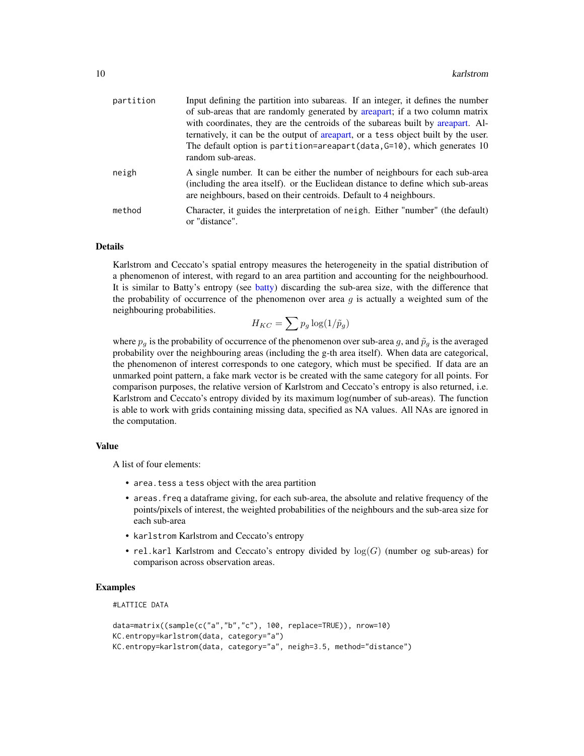| | |
|---|---|
| partition | Input defining the partition into subareas. If an integer, it defines the number of sub-areas that are randomly generated by areapart; if a two column matrix with coordinates, they are the centroids of the subareas built by areapart. Alternatively, it can be the output of areapart, or a tess object built by the user. The default option is partition=areapart(data,G=10), which generates 10 random sub-areas. |
| neigh | A single number. It can be either the number of neighbours for each sub-area (including the area itself). or the Euclidean distance to define which sub-areas are neighbours, based on their centroids. Default to 4 neighbours. |
| method | Character, it guides the interpretation of neigh. Either "number" (the default) or "distance". |

## Details

Karlstrom and Ceccato's spatial entropy measures the heterogeneity in the spatial distribution of a phenomenon of interest, with regard to an area partition and accounting for the neighbourhood. It is similar to Batty's entropy (see batty) discarding the sub-area size, with the difference that the probability of occurrence of the phenomenon over area $g$ is actually a weighted sum of the neighbouring probabilities.

$$H_{KC} = \sum p_g \log(1/\tilde{p}_g)$$

where $p_g$ is the probability of occurrence of the phenomenon over sub-area $g$, and $\tilde{p}_g$ is the averaged probability over the neighbouring areas (including the g-th area itself). When data are categorical, the phenomenon of interest corresponds to one category, which must be specified. If data are an unmarked point pattern, a fake mark vector is be created with the same category for all points. For comparison purposes, the relative version of Karlstrom and Ceccato's entropy is also returned, i.e. Karlstrom and Ceccato's entropy divided by its maximum log(number of sub-areas). The function is able to work with grids containing missing data, specified as NA values. All NAs are ignored in the computation.

## Value

A list of four elements:

- area.tess a tess object with the area partition
- areas.freq a dataframe giving, for each sub-area, the absolute and relative frequency of the points/pixels of interest, the weighted probabilities of the neighbours and the sub-area size for each sub-area
- karlstrom Karlstrom and Ceccato's entropy
- rel.karl Karlstrom and Ceccato's entropy divided by $\log(G)$ (number og sub-areas) for comparison across observation areas.

## Examples

```
#LATTICE DATA

data=matrix((sample(c("a","b","c"), 100, replace=TRUE)), nrow=10)
KC.entropy=karlstrom(data, category="a")
KC.entropy=karlstrom(data, category="a", neigh=3.5, method="distance")
```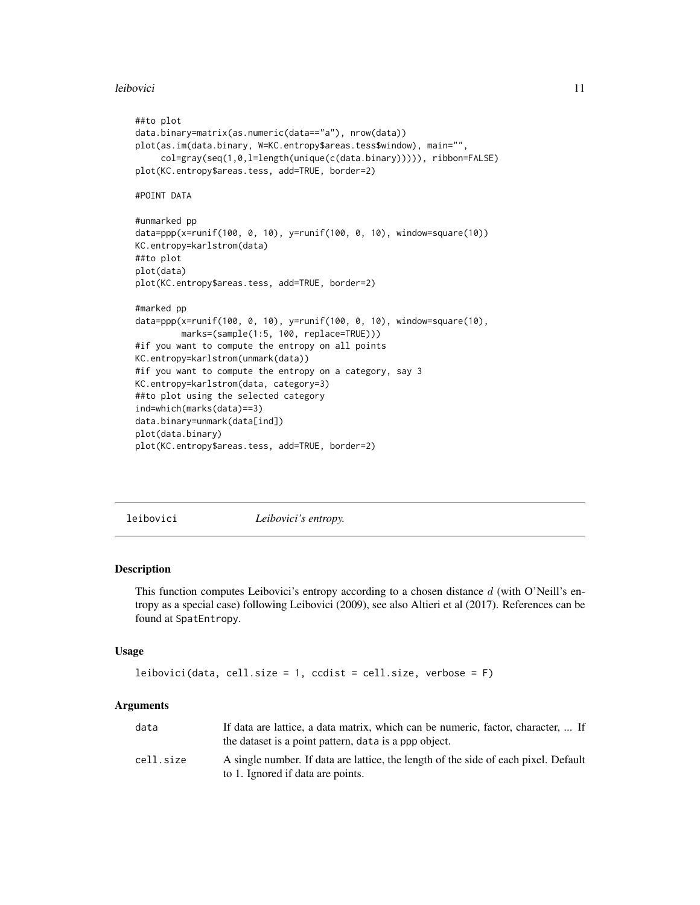```
##to plot
data.binary=matrix(as.numeric(data=="a"), nrow(data))
plot(as.im(data.binary, W=KC.entropy$areas.tess$window), main="",
     col=gray(seq(1,0,l=length(unique(c(data.binary))))), ribbon=FALSE)
plot(KC.entropy$areas.tess, add=TRUE, border=2)

#POINT DATA

#unmarked pp
data=ppp(x=runif(100, 0, 10), y=runif(100, 0, 10), window=square(10))
KC.entropy=karlstrom(data)
##to plot
plot(data)
plot(KC.entropy$areas.tess, add=TRUE, border=2)

#marked pp
data=ppp(x=runif(100, 0, 10), y=runif(100, 0, 10), window=square(10),
         marks=(sample(1:5, 100, replace=TRUE)))
#if you want to compute the entropy on all points
KC.entropy=karlstrom(unmark(data))
#if you want to compute the entropy on a category, say 3
KC.entropy=karlstrom(data, category=3)
##to plot using the selected category
ind=which(marks(data)==3)
data.binary=unmark(data[ind])
plot(data.binary)
plot(KC.entropy$areas.tess, add=TRUE, border=2)
```

---

## leibovici — *Leibovici's entropy.*

### Description

This function computes Leibovici's entropy according to a chosen distance $d$ (with O'Neill's entropy as a special case) following Leibovici (2009), see also Altieri et al (2017). References can be found at SpatEntropy.

### Usage

```
leibovici(data, cell.size = 1, ccdist = cell.size, verbose = F)
```

### Arguments

| | |
|---|---|
| data | If data are lattice, a data matrix, which can be numeric, factor, character, ... If the dataset is a point pattern, data is a ppp object. |
| cell.size | A single number. If data are lattice, the length of the side of each pixel. Default to 1. Ignored if data are points. |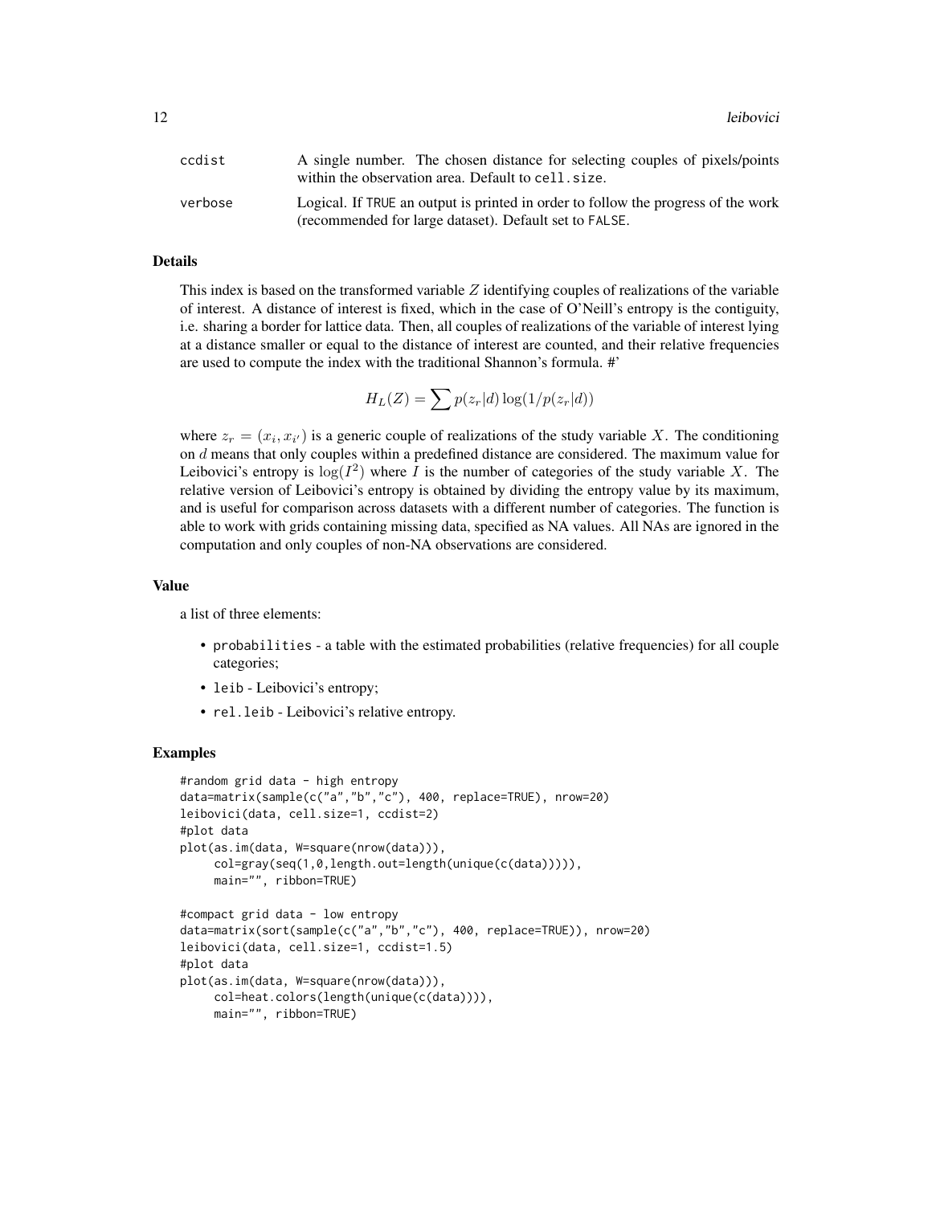| | |
|---|---|
| ccdist | A single number. The chosen distance for selecting couples of pixels/points within the observation area. Default to cell.size. |
| verbose | Logical. If TRUE an output is printed in order to follow the progress of the work (recommended for large dataset). Default set to FALSE. |

## Details

This index is based on the transformed variable $Z$ identifying couples of realizations of the variable of interest. A distance of interest is fixed, which in the case of O'Neill's entropy is the contiguity, i.e. sharing a border for lattice data. Then, all couples of realizations of the variable of interest lying at a distance smaller or equal to the distance of interest are counted, and their relative frequencies are used to compute the index with the traditional Shannon's formula. #'

$$H_L(Z) = \sum p(z_r|d) \log(1/p(z_r|d))$$

where $z_r = (x_i, x_{i'})$ is a generic couple of realizations of the study variable $X$. The conditioning on $d$ means that only couples within a predefined distance are considered. The maximum value for Leibovici's entropy is $\log(I^2)$ where $I$ is the number of categories of the study variable $X$. The relative version of Leibovici's entropy is obtained by dividing the entropy value by its maximum, and is useful for comparison across datasets with a different number of categories. The function is able to work with grids containing missing data, specified as NA values. All NAs are ignored in the computation and only couples of non-NA observations are considered.

## Value

a list of three elements:

- probabilities - a table with the estimated probabilities (relative frequencies) for all couple categories;
- leib - Leibovici's entropy;
- rel.leib - Leibovici's relative entropy.

## Examples

```
#random grid data - high entropy
data=matrix(sample(c("a","b","c"), 400, replace=TRUE), nrow=20)
leibovici(data, cell.size=1, ccdist=2)
#plot data
plot(as.im(data, W=square(nrow(data))),
     col=gray(seq(1,0,length.out=length(unique(c(data))))),
     main="", ribbon=TRUE)

#compact grid data - low entropy
data=matrix(sort(sample(c("a","b","c"), 400, replace=TRUE)), nrow=20)
leibovici(data, cell.size=1, ccdist=1.5)
#plot data
plot(as.im(data, W=square(nrow(data))),
     col=heat.colors(length(unique(c(data)))),
     main="", ribbon=TRUE)
```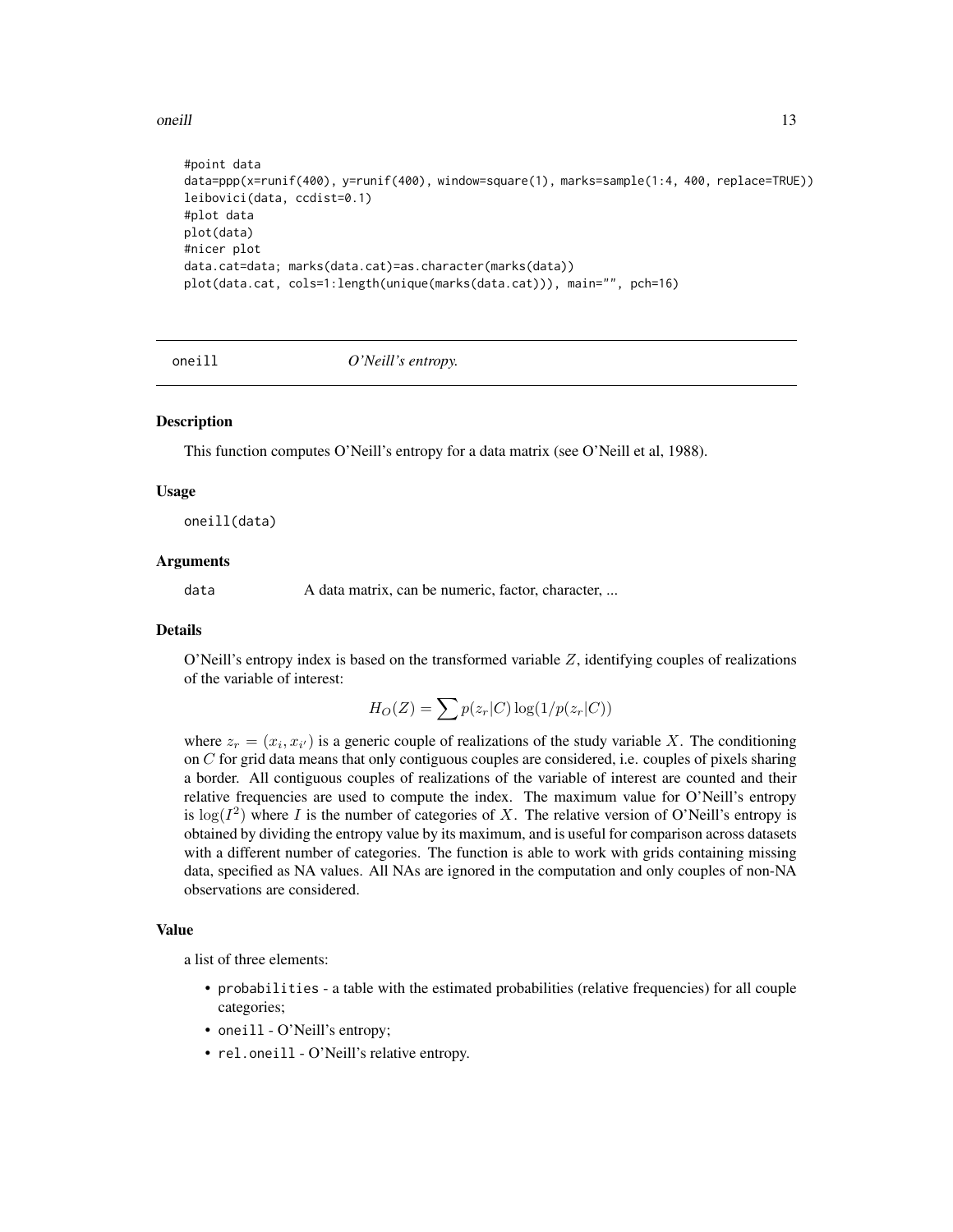```
#point data
data=ppp(x=runif(400), y=runif(400), window=square(1), marks=sample(1:4, 400, replace=TRUE))
leibovici(data, ccdist=0.1)
#plot data
plot(data)
#nicer plot
data.cat=data; marks(data.cat)=as.character(marks(data))
plot(data.cat, cols=1:length(unique(marks(data.cat))), main="", pch=16)
```

## oneill — *O'Neill's entropy.*

### Description

This function computes O'Neill's entropy for a data matrix (see O'Neill et al, 1988).

### Usage

```
oneill(data)
```

### Arguments

`data` A data matrix, can be numeric, factor, character, ...

### Details

O'Neill's entropy index is based on the transformed variable $Z$, identifying couples of realizations of the variable of interest:

$$H_O(Z) = \sum p(z_r|C) \log(1/p(z_r|C))$$

where $z_r = (x_i, x_{i'})$ is a generic couple of realizations of the study variable $X$. The conditioning on $C$ for grid data means that only contiguous couples are considered, i.e. couples of pixels sharing a border. All contiguous couples of realizations of the variable of interest are counted and their relative frequencies are used to compute the index. The maximum value for O'Neill's entropy is $\log(I^2)$ where $I$ is the number of categories of $X$. The relative version of O'Neill's entropy is obtained by dividing the entropy value by its maximum, and is useful for comparison across datasets with a different number of categories. The function is able to work with grids containing missing data, specified as NA values. All NAs are ignored in the computation and only couples of non-NA observations are considered.

### Value

a list of three elements:

- `probabilities` - a table with the estimated probabilities (relative frequencies) for all couple categories;
- `oneill` - O'Neill's entropy;
- `rel.oneill` - O'Neill's relative entropy.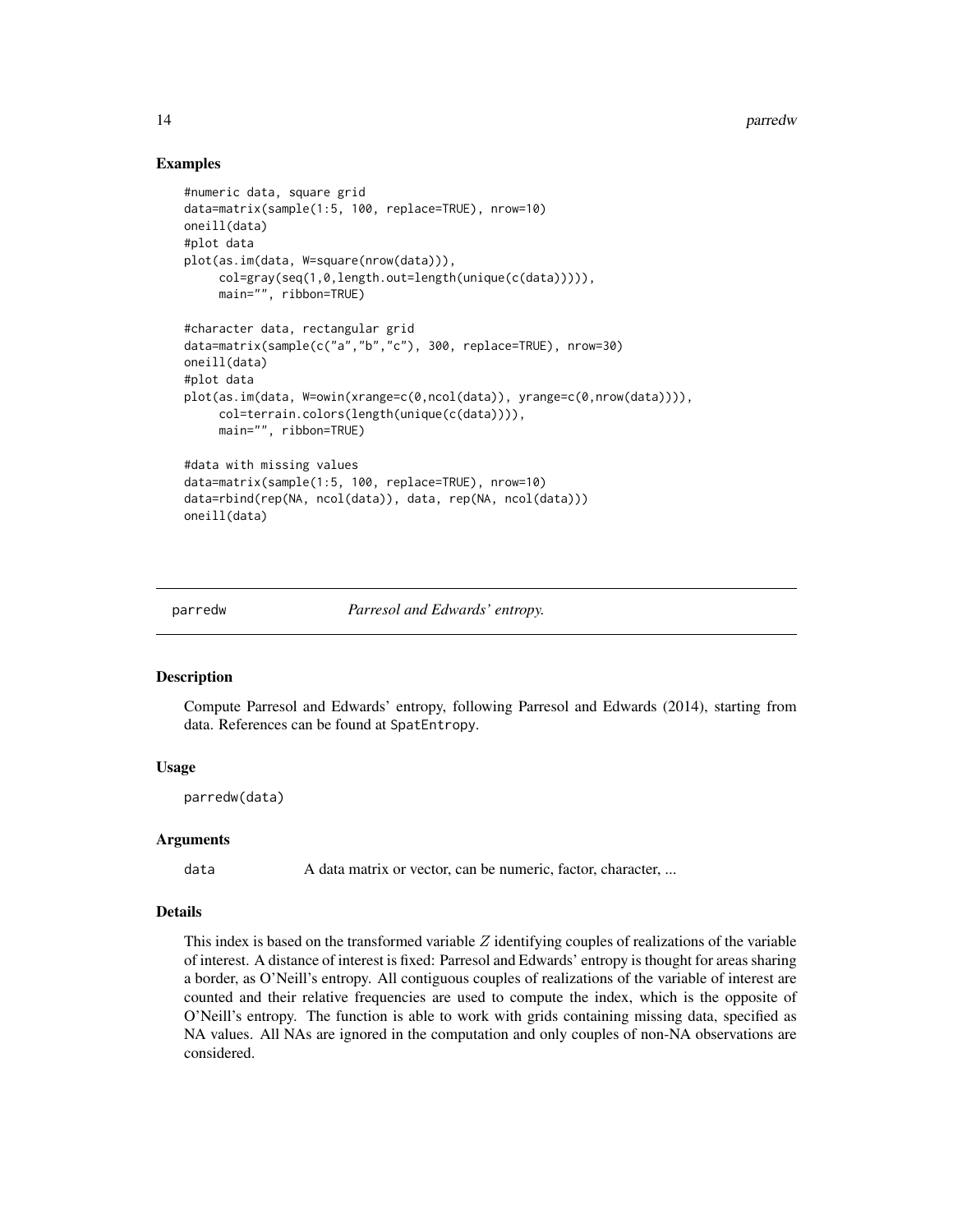### Examples

```
#numeric data, square grid
data=matrix(sample(1:5, 100, replace=TRUE), nrow=10)
oneill(data)
#plot data
plot(as.im(data, W=square(nrow(data))),
     col=gray(seq(1,0,length.out=length(unique(c(data))))),
     main="", ribbon=TRUE)

#character data, rectangular grid
data=matrix(sample(c("a","b","c"), 300, replace=TRUE), nrow=30)
oneill(data)
#plot data
plot(as.im(data, W=owin(xrange=c(0,ncol(data)), yrange=c(0,nrow(data)))),
     col=terrain.colors(length(unique(c(data)))),
     main="", ribbon=TRUE)

#data with missing values
data=matrix(sample(1:5, 100, replace=TRUE), nrow=10)
data=rbind(rep(NA, ncol(data)), data, rep(NA, ncol(data)))
oneill(data)
```

---

## parredw    *Parresol and Edwards' entropy.*

### Description

Compute Parresol and Edwards' entropy, following Parresol and Edwards (2014), starting from data. References can be found at SpatEntropy.

### Usage

```
parredw(data)
```

### Arguments

| | |
|---|---|
| data | A data matrix or vector, can be numeric, factor, character, ... |

### Details

This index is based on the transformed variable $Z$ identifying couples of realizations of the variable of interest. A distance of interest is fixed: Parresol and Edwards' entropy is thought for areas sharing a border, as O'Neill's entropy. All contiguous couples of realizations of the variable of interest are counted and their relative frequencies are used to compute the index, which is the opposite of O'Neill's entropy. The function is able to work with grids containing missing data, specified as NA values. All NAs are ignored in the computation and only couples of non-NA observations are considered.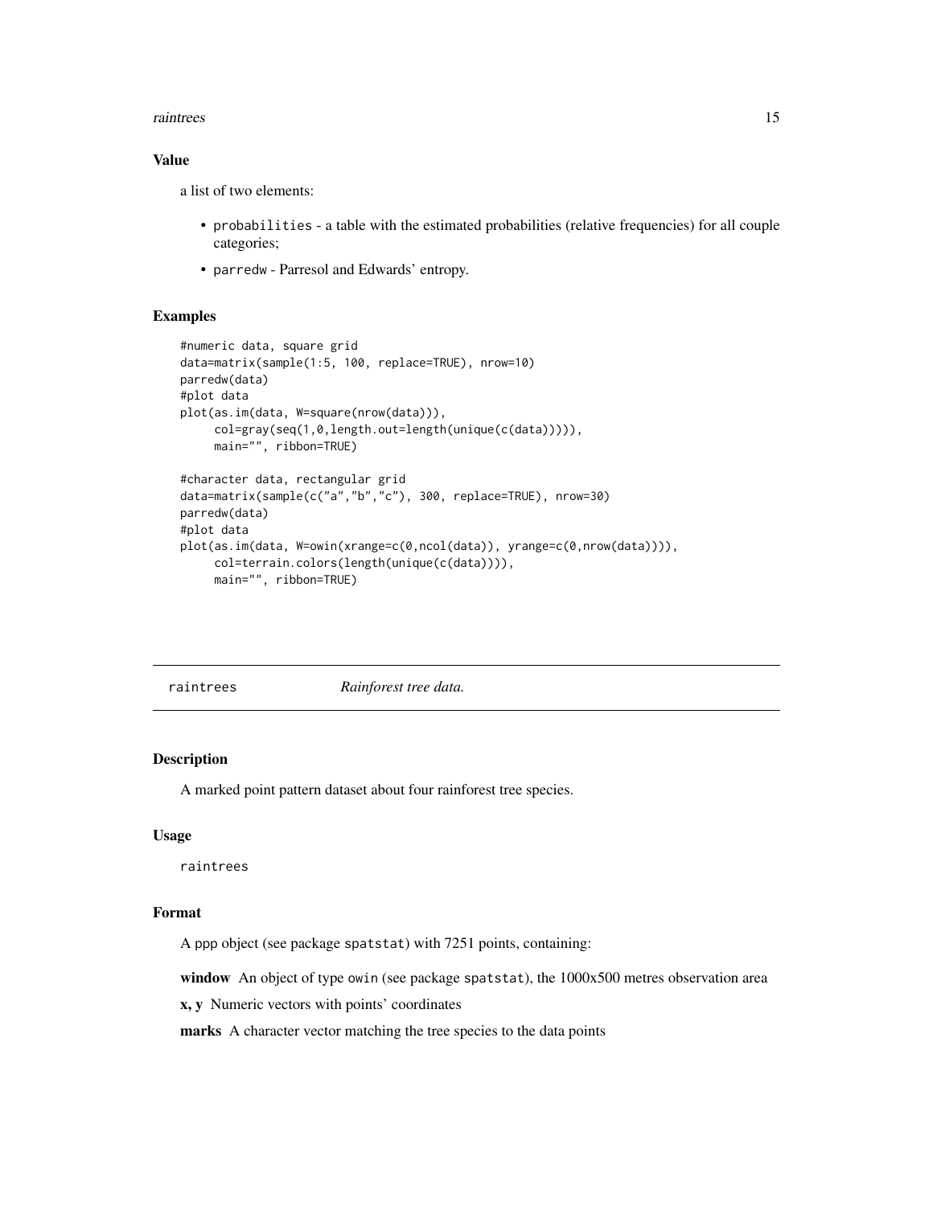### Value

a list of two elements:

- probabilities - a table with the estimated probabilities (relative frequencies) for all couple categories;
- parredw - Parresol and Edwards' entropy.

### Examples

```
#numeric data, square grid
data=matrix(sample(1:5, 100, replace=TRUE), nrow=10)
parredw(data)
#plot data
plot(as.im(data, W=square(nrow(data))),
     col=gray(seq(1,0,length.out=length(unique(c(data))))),
     main="", ribbon=TRUE)

#character data, rectangular grid
data=matrix(sample(c("a","b","c"), 300, replace=TRUE), nrow=30)
parredw(data)
#plot data
plot(as.im(data, W=owin(xrange=c(0,ncol(data)), yrange=c(0,nrow(data)))),
     col=terrain.colors(length(unique(c(data)))),
     main="", ribbon=TRUE)
```

---

## raintrees *Rainforest tree data.*

---

### Description

A marked point pattern dataset about four rainforest tree species.

### Usage

```
raintrees
```

### Format

A ppp object (see package spatstat) with 7251 points, containing:

**window** An object of type owin (see package spatstat), the 1000x500 metres observation area

**x, y** Numeric vectors with points' coordinates

**marks** A character vector matching the tree species to the data points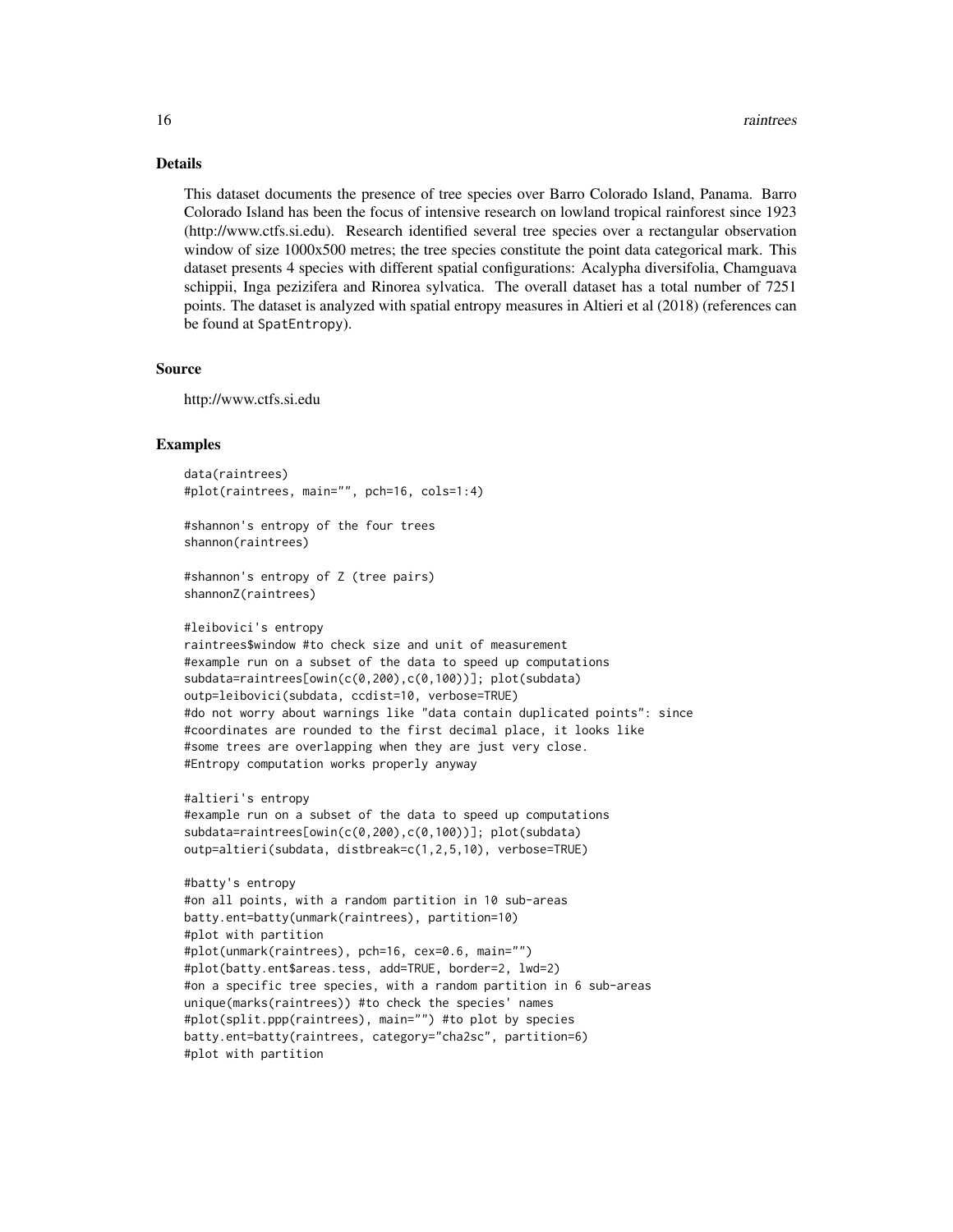## Details

This dataset documents the presence of tree species over Barro Colorado Island, Panama. Barro Colorado Island has been the focus of intensive research on lowland tropical rainforest since 1923 (http://www.ctfs.si.edu). Research identified several tree species over a rectangular observation window of size 1000x500 metres; the tree species constitute the point data categorical mark. This dataset presents 4 species with different spatial configurations: Acalypha diversifolia, Chamguava schippii, Inga pezizifera and Rinorea sylvatica. The overall dataset has a total number of 7251 points. The dataset is analyzed with spatial entropy measures in Altieri et al (2018) (references can be found at SpatEntropy).

## Source

http://www.ctfs.si.edu

## Examples

```
data(raintrees)
#plot(raintrees, main="", pch=16, cols=1:4)

#shannon's entropy of the four trees
shannon(raintrees)

#shannon's entropy of Z (tree pairs)
shannonZ(raintrees)

#leibovici's entropy
raintrees$window #to check size and unit of measurement
#example run on a subset of the data to speed up computations
subdata=raintrees[owin(c(0,200),c(0,100))]; plot(subdata)
outp=leibovici(subdata, ccdist=10, verbose=TRUE)
#do not worry about warnings like "data contain duplicated points": since
#coordinates are rounded to the first decimal place, it looks like
#some trees are overlapping when they are just very close.
#Entropy computation works properly anyway

#altieri's entropy
#example run on a subset of the data to speed up computations
subdata=raintrees[owin(c(0,200),c(0,100))]; plot(subdata)
outp=altieri(subdata, distbreak=c(1,2,5,10), verbose=TRUE)

#batty's entropy
#on all points, with a random partition in 10 sub-areas
batty.ent=batty(unmark(raintrees), partition=10)
#plot with partition
#plot(unmark(raintrees), pch=16, cex=0.6, main="")
#plot(batty.ent$areas.tess, add=TRUE, border=2, lwd=2)
#on a specific tree species, with a random partition in 6 sub-areas
unique(marks(raintrees)) #to check the species' names
#plot(split.ppp(raintrees), main="") #to plot by species
batty.ent=batty(raintrees, category="cha2sc", partition=6)
#plot with partition
```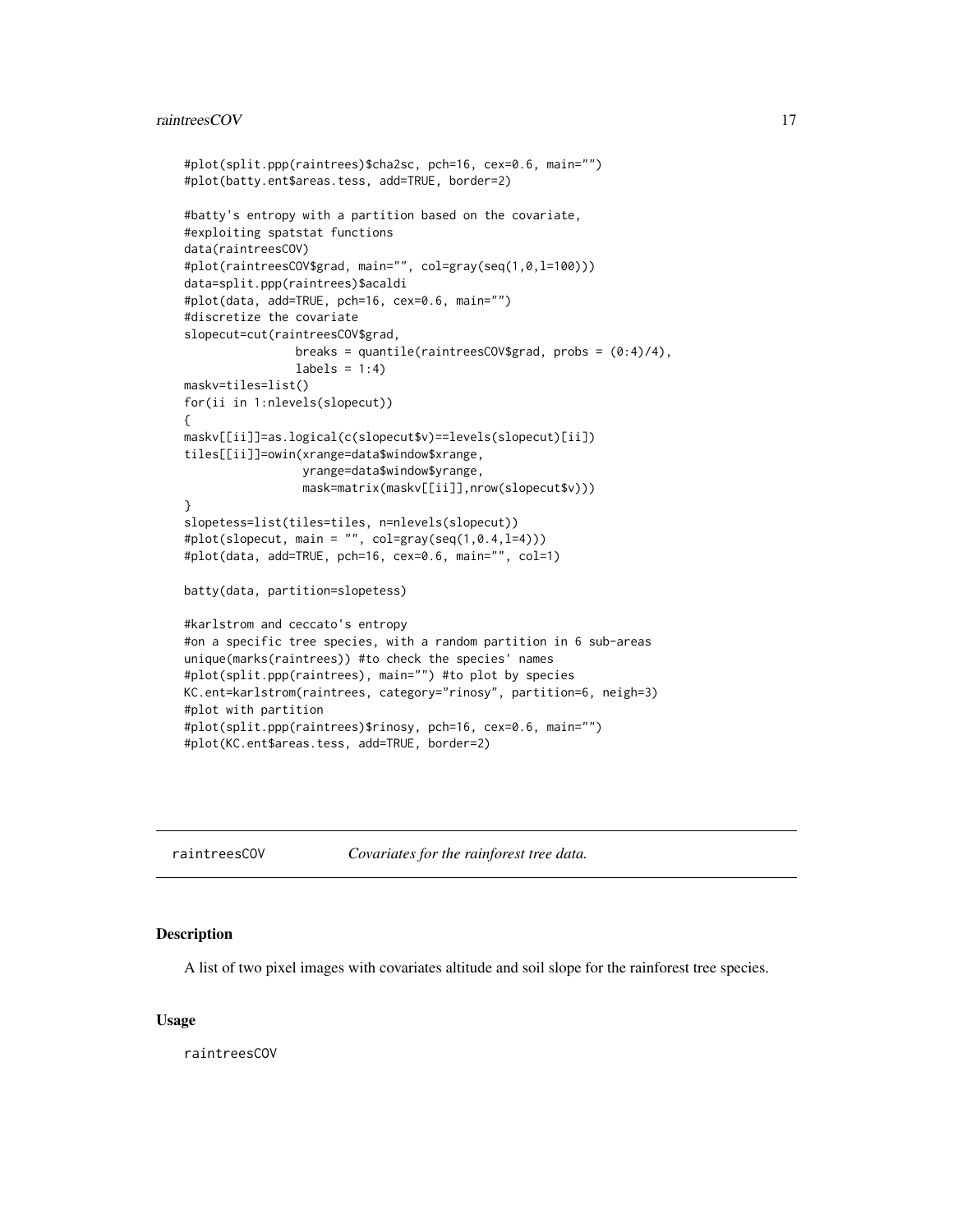```
#plot(split.ppp(raintrees)$cha2sc, pch=16, cex=0.6, main="")
#plot(batty.ent$areas.tess, add=TRUE, border=2)

#batty's entropy with a partition based on the covariate,
#exploiting spatstat functions
data(raintreesCOV)
#plot(raintreesCOV$grad, main="", col=gray(seq(1,0,l=100)))
data=split.ppp(raintrees)$acaldi
#plot(data, add=TRUE, pch=16, cex=0.6, main="")
#discretize the covariate
slopecut=cut(raintreesCOV$grad,
               breaks = quantile(raintreesCOV$grad, probs = (0:4)/4),
               labels = 1:4)
maskv=tiles=list()
for(ii in 1:nlevels(slopecut))
{
maskv[[ii]]=as.logical(c(slopecut$v)==levels(slopecut)[ii])
tiles[[ii]]=owin(xrange=data$window$xrange,
                 yrange=data$window$yrange,
                 mask=matrix(maskv[[ii]],nrow(slopecut$v)))
}
slopetess=list(tiles=tiles, n=nlevels(slopecut))
#plot(slopecut, main = "", col=gray(seq(1,0.4,l=4)))
#plot(data, add=TRUE, pch=16, cex=0.6, main="", col=1)

batty(data, partition=slopetess)

#karlstrom and ceccato's entropy
#on a specific tree species, with a random partition in 6 sub-areas
unique(marks(raintrees)) #to check the species' names
#plot(split.ppp(raintrees), main="") #to plot by species
KC.ent=karlstrom(raintrees, category="rinosy", partition=6, neigh=3)
#plot with partition
#plot(split.ppp(raintrees)$rinosy, pch=16, cex=0.6, main="")
#plot(KC.ent$areas.tess, add=TRUE, border=2)
```

---

raintreesCOV    *Covariates for the rainforest tree data.*

---

## Description

A list of two pixel images with covariates altitude and soil slope for the rainforest tree species.

## Usage

raintreesCOV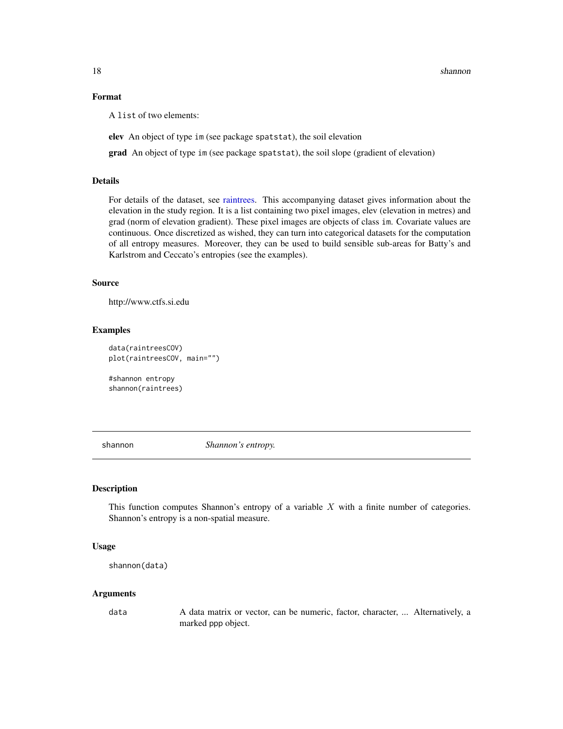### Format

A `list` of two elements:

**elev** An object of type `im` (see package `spatstat`), the soil elevation

**grad** An object of type `im` (see package `spatstat`), the soil slope (gradient of elevation)

### Details

For details of the dataset, see raintrees. This accompanying dataset gives information about the elevation in the study region. It is a list containing two pixel images, elev (elevation in metres) and grad (norm of elevation gradient). These pixel images are objects of class `im`. Covariate values are continuous. Once discretized as wished, they can turn into categorical datasets for the computation of all entropy measures. Moreover, they can be used to build sensible sub-areas for Batty's and Karlstrom and Ceccato's entropies (see the examples).

### Source

http://www.ctfs.si.edu

### Examples

```
data(raintreesCOV)
plot(raintreesCOV, main="")

#shannon entropy
shannon(raintrees)
```

---

## shannon — *Shannon's entropy.*

---

### Description

This function computes Shannon's entropy of a variable $X$ with a finite number of categories. Shannon's entropy is a non-spatial measure.

### Usage

```
shannon(data)
```

### Arguments

| | |
|---|---|
| `data` | A data matrix or vector, can be numeric, factor, character, ... Alternatively, a marked ppp object. |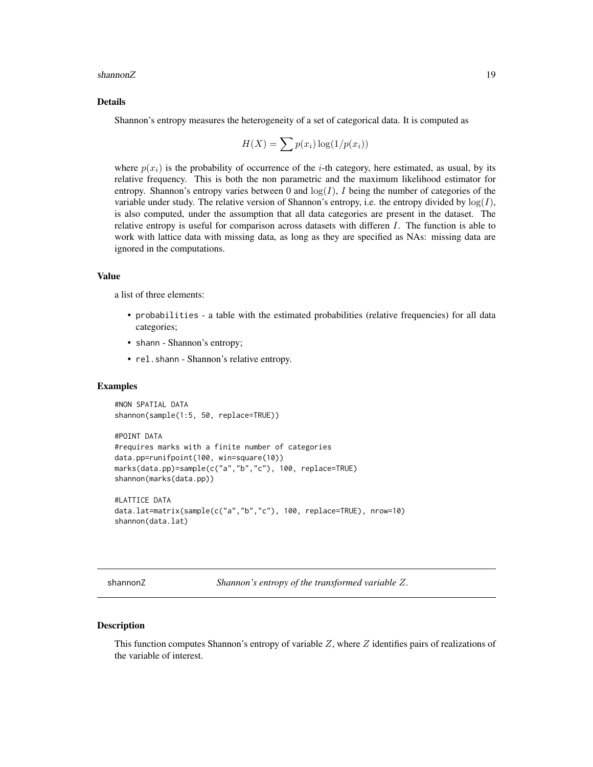### Details

Shannon's entropy measures the heterogeneity of a set of categorical data. It is computed as

$$H(X) = \sum p(x_i) \log(1/p(x_i))$$

where $p(x_i)$ is the probability of occurrence of the $i$-th category, here estimated, as usual, by its relative frequency. This is both the non parametric and the maximum likelihood estimator for entropy. Shannon's entropy varies between 0 and $\log(I)$, $I$ being the number of categories of the variable under study. The relative version of Shannon's entropy, i.e. the entropy divided by $\log(I)$, is also computed, under the assumption that all data categories are present in the dataset. The relative entropy is useful for comparison across datasets with differen $I$. The function is able to work with lattice data with missing data, as long as they are specified as NAs: missing data are ignored in the computations.

### Value

a list of three elements:

- probabilities - a table with the estimated probabilities (relative frequencies) for all data categories;
- shann - Shannon's entropy;
- rel.shann - Shannon's relative entropy.

### Examples

```
#NON SPATIAL DATA
shannon(sample(1:5, 50, replace=TRUE))

#POINT DATA
#requires marks with a finite number of categories
data.pp=runifpoint(100, win=square(10))
marks(data.pp)=sample(c("a","b","c"), 100, replace=TRUE)
shannon(marks(data.pp))

#LATTICE DATA
data.lat=matrix(sample(c("a","b","c"), 100, replace=TRUE), nrow=10)
shannon(data.lat)
```

---

## shannonZ — *Shannon's entropy of the transformed variable $Z$.*

### Description

This function computes Shannon's entropy of variable $Z$, where $Z$ identifies pairs of realizations of the variable of interest.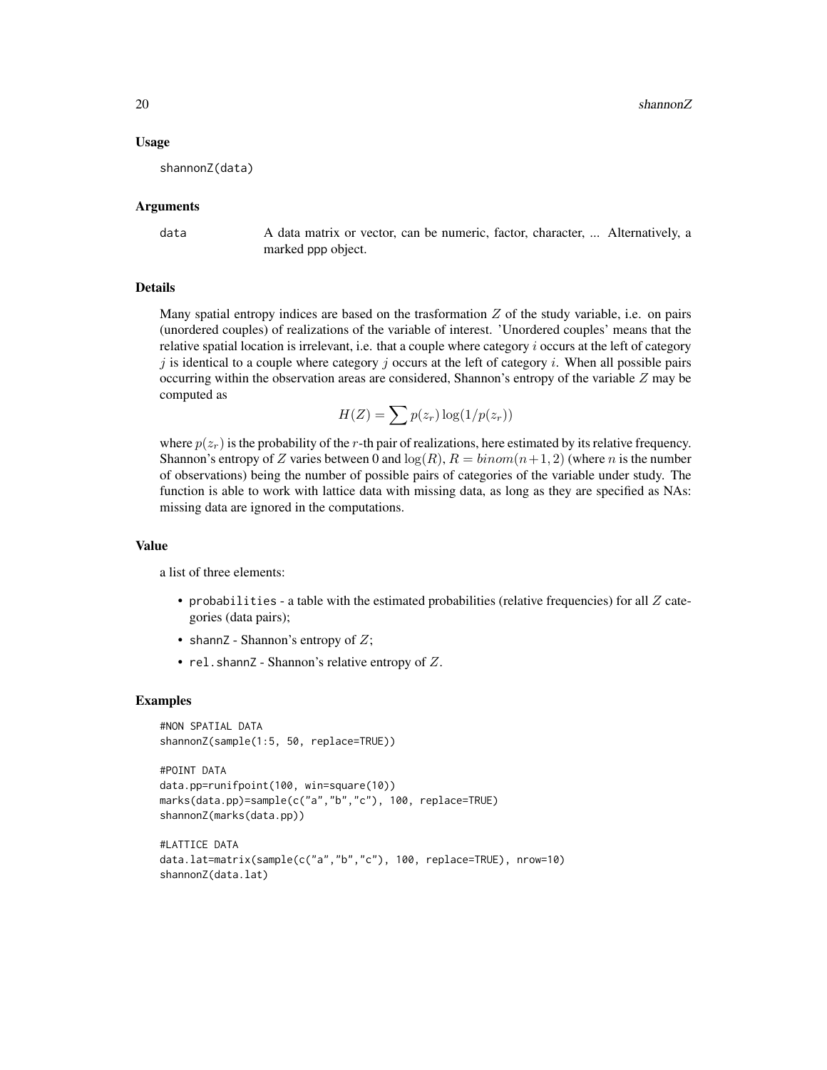## Usage

```
shannonZ(data)
```

## Arguments

data A data matrix or vector, can be numeric, factor, character, ... Alternatively, a marked ppp object.

## Details

Many spatial entropy indices are based on the trasformation $Z$ of the study variable, i.e. on pairs (unordered couples) of realizations of the variable of interest. 'Unordered couples' means that the relative spatial location is irrelevant, i.e. that a couple where category $i$ occurs at the left of category $j$ is identical to a couple where category $j$ occurs at the left of category $i$. When all possible pairs occurring within the observation areas are considered, Shannon's entropy of the variable $Z$ may be computed as

$$H(Z) = \sum p(z_r) \log(1/p(z_r))$$

where $p(z_r)$ is the probability of the $r$-th pair of realizations, here estimated by its relative frequency. Shannon's entropy of $Z$ varies between 0 and $\log(R)$, $R = binom(n+1, 2)$ (where $n$ is the number of observations) being the number of possible pairs of categories of the variable under study. The function is able to work with lattice data with missing data, as long as they are specified as NAs: missing data are ignored in the computations.

## Value

a list of three elements:

- `probabilities` - a table with the estimated probabilities (relative frequencies) for all $Z$ categories (data pairs);
- `shannZ` - Shannon's entropy of $Z$;
- `rel.shannZ` - Shannon's relative entropy of $Z$.

## Examples

```
#NON SPATIAL DATA
shannonZ(sample(1:5, 50, replace=TRUE))

#POINT DATA
data.pp=runifpoint(100, win=square(10))
marks(data.pp)=sample(c("a","b","c"), 100, replace=TRUE)
shannonZ(marks(data.pp))

#LATTICE DATA
data.lat=matrix(sample(c("a","b","c"), 100, replace=TRUE), nrow=10)
shannonZ(data.lat)
```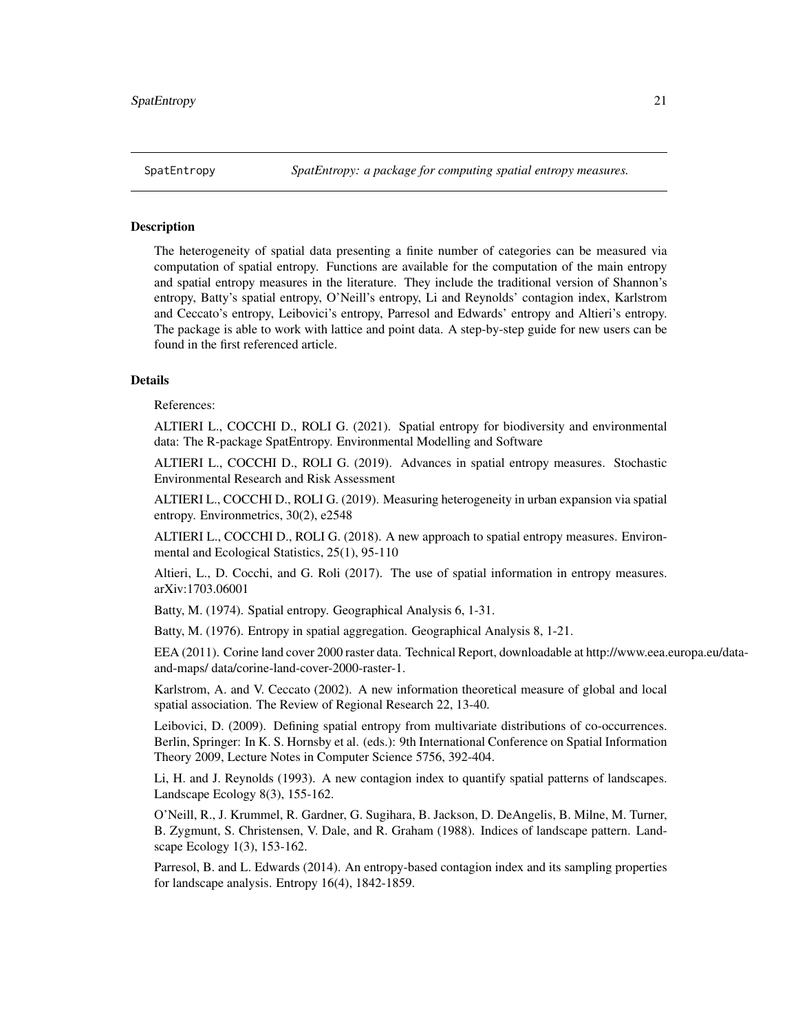# SpatEntropy

*SpatEntropy: a package for computing spatial entropy measures.*

## Description

The heterogeneity of spatial data presenting a finite number of categories can be measured via computation of spatial entropy. Functions are available for the computation of the main entropy and spatial entropy measures in the literature. They include the traditional version of Shannon's entropy, Batty's spatial entropy, O'Neill's entropy, Li and Reynolds' contagion index, Karlstrom and Ceccato's entropy, Leibovici's entropy, Parresol and Edwards' entropy and Altieri's entropy. The package is able to work with lattice and point data. A step-by-step guide for new users can be found in the first referenced article.

## Details

References:

ALTIERI L., COCCHI D., ROLI G. (2021). Spatial entropy for biodiversity and environmental data: The R-package SpatEntropy. Environmental Modelling and Software

ALTIERI L., COCCHI D., ROLI G. (2019). Advances in spatial entropy measures. Stochastic Environmental Research and Risk Assessment

ALTIERI L., COCCHI D., ROLI G. (2019). Measuring heterogeneity in urban expansion via spatial entropy. Environmetrics, 30(2), e2548

ALTIERI L., COCCHI D., ROLI G. (2018). A new approach to spatial entropy measures. Environmental and Ecological Statistics, 25(1), 95-110

Altieri, L., D. Cocchi, and G. Roli (2017). The use of spatial information in entropy measures. arXiv:1703.06001

Batty, M. (1974). Spatial entropy. Geographical Analysis 6, 1-31.

Batty, M. (1976). Entropy in spatial aggregation. Geographical Analysis 8, 1-21.

EEA (2011). Corine land cover 2000 raster data. Technical Report, downloadable at http://www.eea.europa.eu/data-and-maps/ data/corine-land-cover-2000-raster-1.

Karlstrom, A. and V. Ceccato (2002). A new information theoretical measure of global and local spatial association. The Review of Regional Research 22, 13-40.

Leibovici, D. (2009). Defining spatial entropy from multivariate distributions of co-occurrences. Berlin, Springer: In K. S. Hornsby et al. (eds.): 9th International Conference on Spatial Information Theory 2009, Lecture Notes in Computer Science 5756, 392-404.

Li, H. and J. Reynolds (1993). A new contagion index to quantify spatial patterns of landscapes. Landscape Ecology 8(3), 155-162.

O'Neill, R., J. Krummel, R. Gardner, G. Sugihara, B. Jackson, D. DeAngelis, B. Milne, M. Turner, B. Zygmunt, S. Christensen, V. Dale, and R. Graham (1988). Indices of landscape pattern. Landscape Ecology 1(3), 153-162.

Parresol, B. and L. Edwards (2014). An entropy-based contagion index and its sampling properties for landscape analysis. Entropy 16(4), 1842-1859.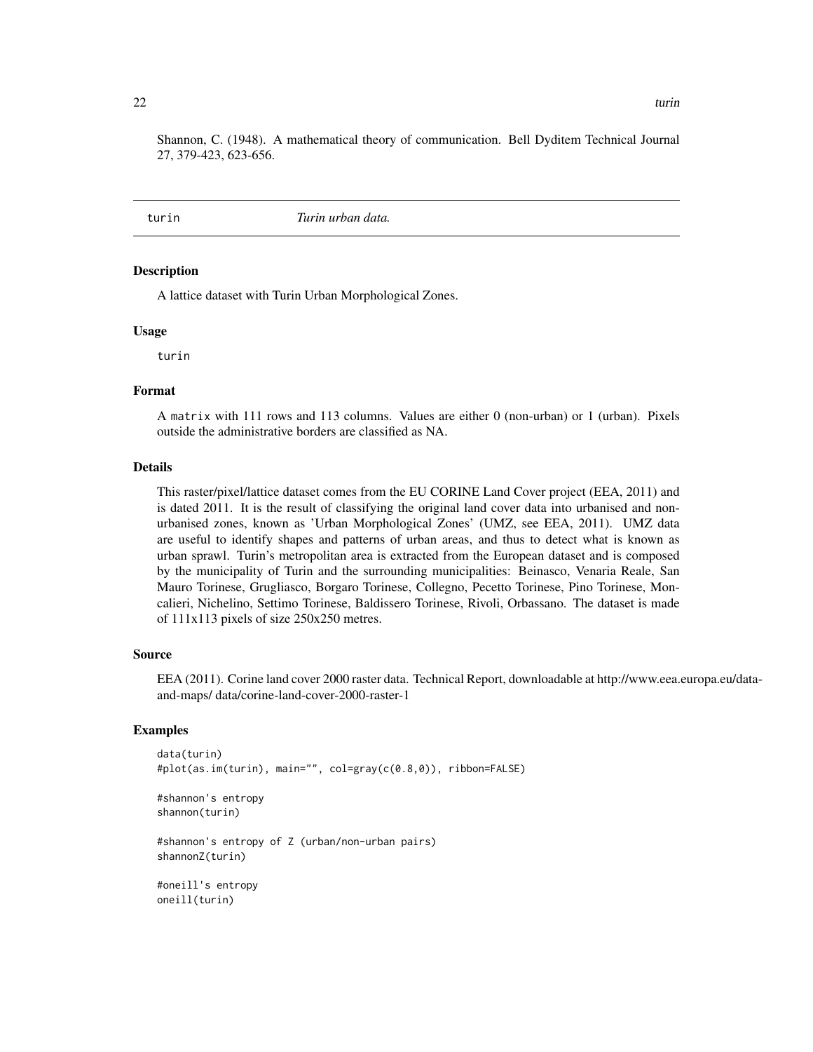Shannon, C. (1948). A mathematical theory of communication. Bell Dyditem Technical Journal 27, 379-423, 623-656.

## turin — *Turin urban data.*

### Description

A lattice dataset with Turin Urban Morphological Zones.

### Usage

```
turin
```

### Format

A `matrix` with 111 rows and 113 columns. Values are either 0 (non-urban) or 1 (urban). Pixels outside the administrative borders are classified as NA.

### Details

This raster/pixel/lattice dataset comes from the EU CORINE Land Cover project (EEA, 2011) and is dated 2011. It is the result of classifying the original land cover data into urbanised and non-urbanised zones, known as 'Urban Morphological Zones' (UMZ, see EEA, 2011). UMZ data are useful to identify shapes and patterns of urban areas, and thus to detect what is known as urban sprawl. Turin's metropolitan area is extracted from the European dataset and is composed by the municipality of Turin and the surrounding municipalities: Beinasco, Venaria Reale, San Mauro Torinese, Grugliasco, Borgaro Torinese, Collegno, Pecetto Torinese, Pino Torinese, Moncalieri, Nichelino, Settimo Torinese, Baldissero Torinese, Rivoli, Orbassano. The dataset is made of 111x113 pixels of size 250x250 metres.

### Source

EEA (2011). Corine land cover 2000 raster data. Technical Report, downloadable at http://www.eea.europa.eu/data-and-maps/ data/corine-land-cover-2000-raster-1

### Examples

```
data(turin)
#plot(as.im(turin), main="", col=gray(c(0.8,0)), ribbon=FALSE)

#shannon's entropy
shannon(turin)

#shannon's entropy of Z (urban/non-urban pairs)
shannonZ(turin)

#oneill's entropy
oneill(turin)
```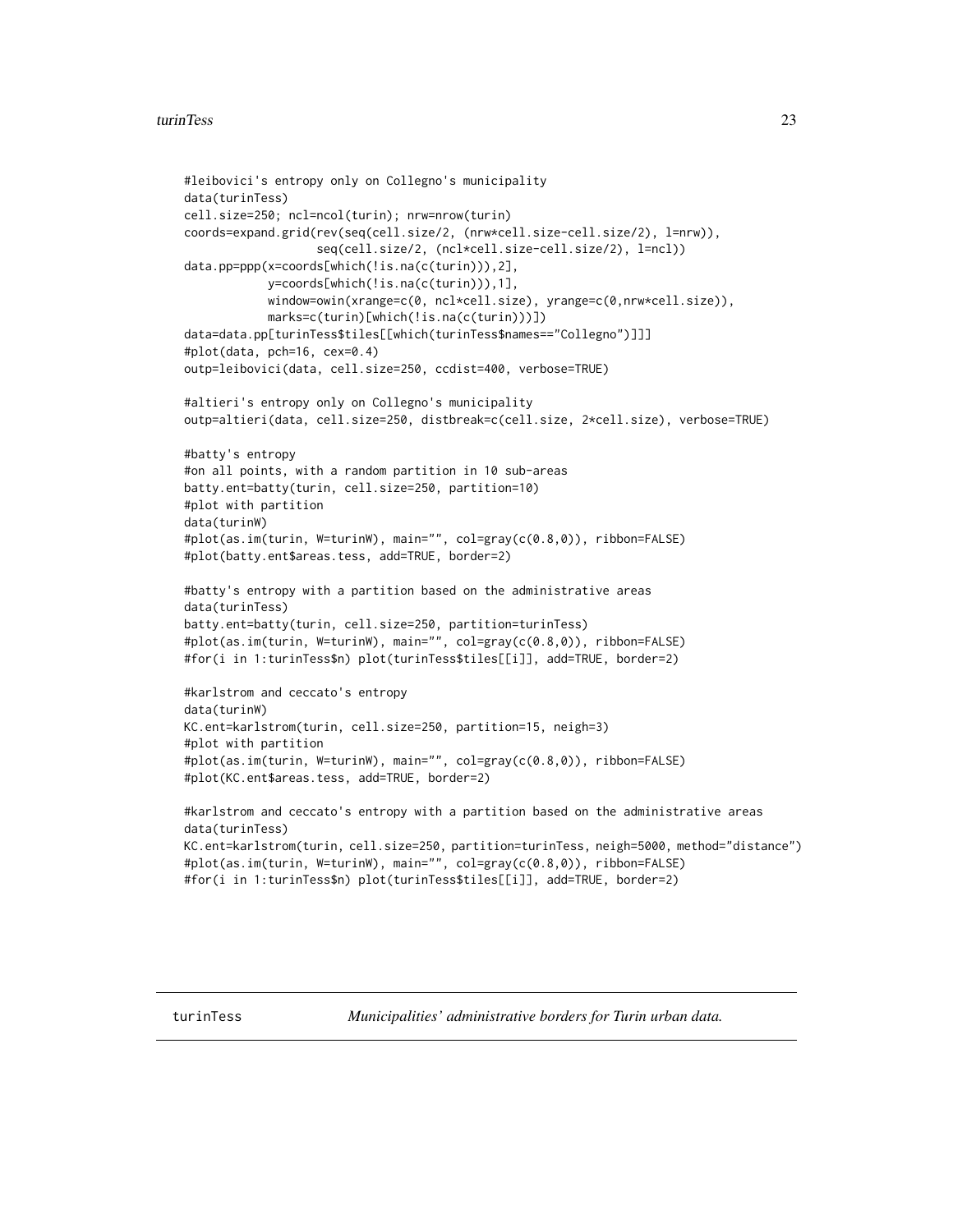```
#leibovici's entropy only on Collegno's municipality
data(turinTess)
cell.size=250; ncl=ncol(turin); nrw=nrow(turin)
coords=expand.grid(rev(seq(cell.size/2, (nrw*cell.size-cell.size/2), l=nrw)),
                   seq(cell.size/2, (ncl*cell.size-cell.size/2), l=ncl))
data.pp=ppp(x=coords[which(!is.na(c(turin))),2],
            y=coords[which(!is.na(c(turin))),1],
            window=owin(xrange=c(0, ncl*cell.size), yrange=c(0,nrw*cell.size)),
            marks=c(turin)[which(!is.na(c(turin)))])
data=data.pp[turinTess$tiles[[which(turinTess$names=="Collegno")]]]
#plot(data, pch=16, cex=0.4)
outp=leibovici(data, cell.size=250, ccdist=400, verbose=TRUE)

#altieri's entropy only on Collegno's municipality
outp=altieri(data, cell.size=250, distbreak=c(cell.size, 2*cell.size), verbose=TRUE)

#batty's entropy
#on all points, with a random partition in 10 sub-areas
batty.ent=batty(turin, cell.size=250, partition=10)
#plot with partition
data(turinW)
#plot(as.im(turin, W=turinW), main="", col=gray(c(0.8,0)), ribbon=FALSE)
#plot(batty.ent$areas.tess, add=TRUE, border=2)

#batty's entropy with a partition based on the administrative areas
data(turinTess)
batty.ent=batty(turin, cell.size=250, partition=turinTess)
#plot(as.im(turin, W=turinW), main="", col=gray(c(0.8,0)), ribbon=FALSE)
#for(i in 1:turinTess$n) plot(turinTess$tiles[[i]], add=TRUE, border=2)

#karlstrom and ceccato's entropy
data(turinW)
KC.ent=karlstrom(turin, cell.size=250, partition=15, neigh=3)
#plot with partition
#plot(as.im(turin, W=turinW), main="", col=gray(c(0.8,0)), ribbon=FALSE)
#plot(KC.ent$areas.tess, add=TRUE, border=2)

#karlstrom and ceccato's entropy with a partition based on the administrative areas
data(turinTess)
KC.ent=karlstrom(turin, cell.size=250, partition=turinTess, neigh=5000, method="distance")
#plot(as.im(turin, W=turinW), main="", col=gray(c(0.8,0)), ribbon=FALSE)
#for(i in 1:turinTess$n) plot(turinTess$tiles[[i]], add=TRUE, border=2)
```

---

## turinTess *Municipalities' administrative borders for Turin urban data.*

---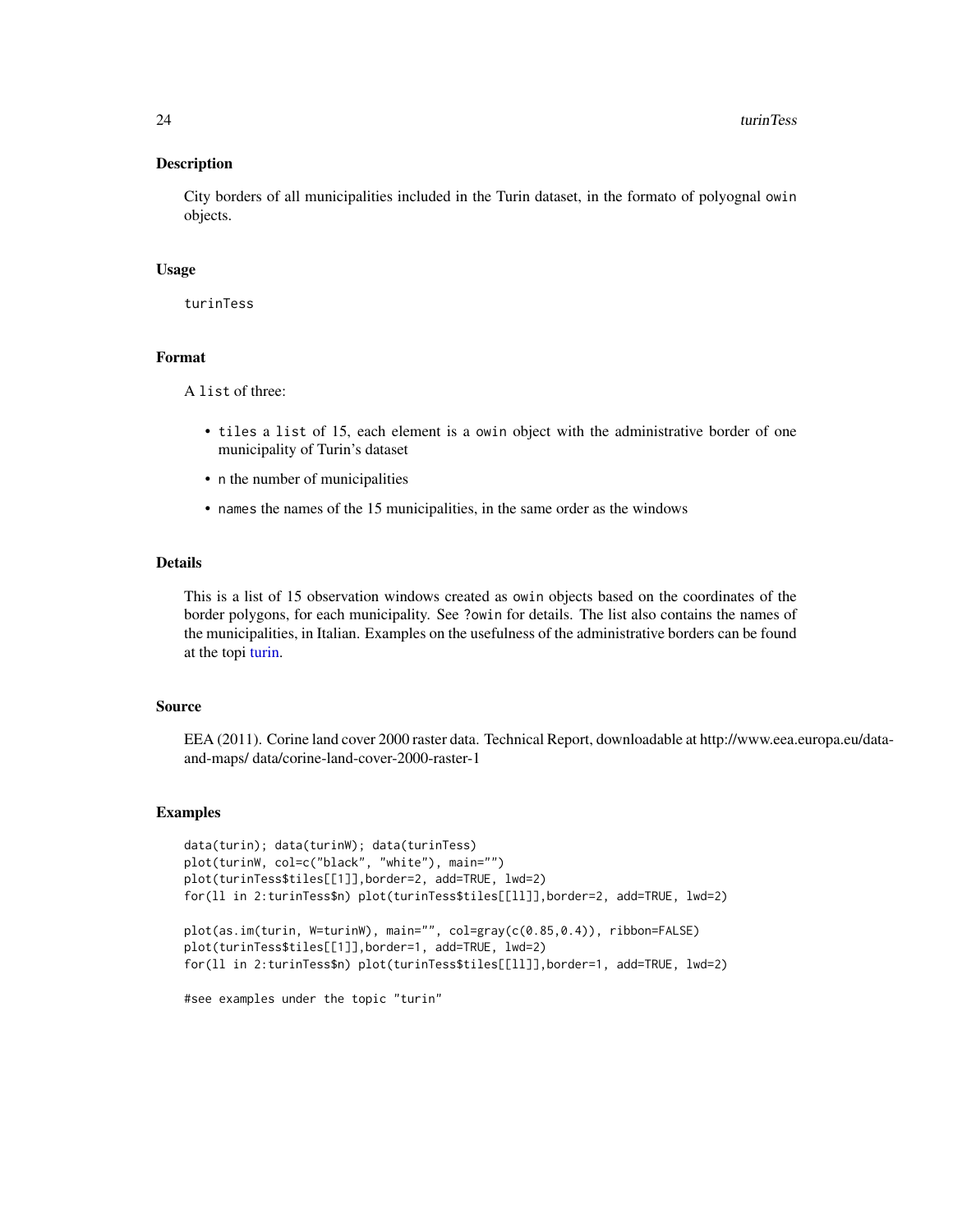### Description

City borders of all municipalities included in the Turin dataset, in the formato of polyognal `owin` objects.

### Usage

```
turinTess
```

### Format

A `list` of three:

- `tiles` a `list` of 15, each element is a `owin` object with the administrative border of one municipality of Turin's dataset
- `n` the number of municipalities
- `names` the names of the 15 municipalities, in the same order as the windows

### Details

This is a list of 15 observation windows created as `owin` objects based on the coordinates of the border polygons, for each municipality. See `?owin` for details. The list also contains the names of the municipalities, in Italian. Examples on the usefulness of the administrative borders can be found at the topi turin.

### Source

EEA (2011). Corine land cover 2000 raster data. Technical Report, downloadable at http://www.eea.europa.eu/data-and-maps/ data/corine-land-cover-2000-raster-1

### Examples

```
data(turin); data(turinW); data(turinTess)
plot(turinW, col=c("black", "white"), main="")
plot(turinTess$tiles[[1]],border=2, add=TRUE, lwd=2)
for(ll in 2:turinTess$n) plot(turinTess$tiles[[ll]],border=2, add=TRUE, lwd=2)

plot(as.im(turin, W=turinW), main="", col=gray(c(0.85,0.4)), ribbon=FALSE)
plot(turinTess$tiles[[1]],border=1, add=TRUE, lwd=2)
for(ll in 2:turinTess$n) plot(turinTess$tiles[[ll]],border=1, add=TRUE, lwd=2)

#see examples under the topic "turin"
```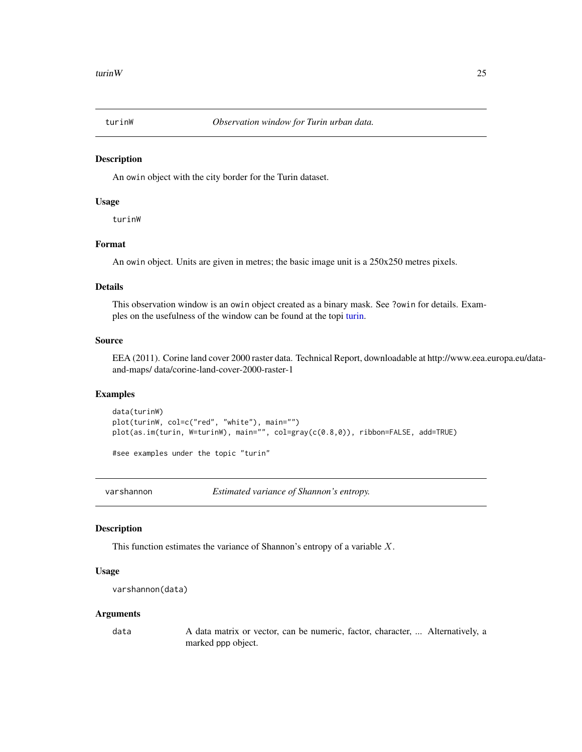## turinW — *Observation window for Turin urban data.*

### Description

An owin object with the city border for the Turin dataset.

### Usage

```
turinW
```

### Format

An owin object. Units are given in metres; the basic image unit is a 250x250 metres pixels.

### Details

This observation window is an owin object created as a binary mask. See ?owin for details. Examples on the usefulness of the window can be found at the topi turin.

### Source

EEA (2011). Corine land cover 2000 raster data. Technical Report, downloadable at http://www.eea.europa.eu/data-and-maps/ data/corine-land-cover-2000-raster-1

### Examples

```
data(turinW)
plot(turinW, col=c("red", "white"), main="")
plot(as.im(turin, W=turinW), main="", col=gray(c(0.8,0)), ribbon=FALSE, add=TRUE)

#see examples under the topic "turin"
```

## varshannon — *Estimated variance of Shannon's entropy.*

### Description

This function estimates the variance of Shannon's entropy of a variable $X$.

### Usage

```
varshannon(data)
```

### Arguments

| | |
|---|---|
| data | A data matrix or vector, can be numeric, factor, character, ... Alternatively, a marked ppp object. |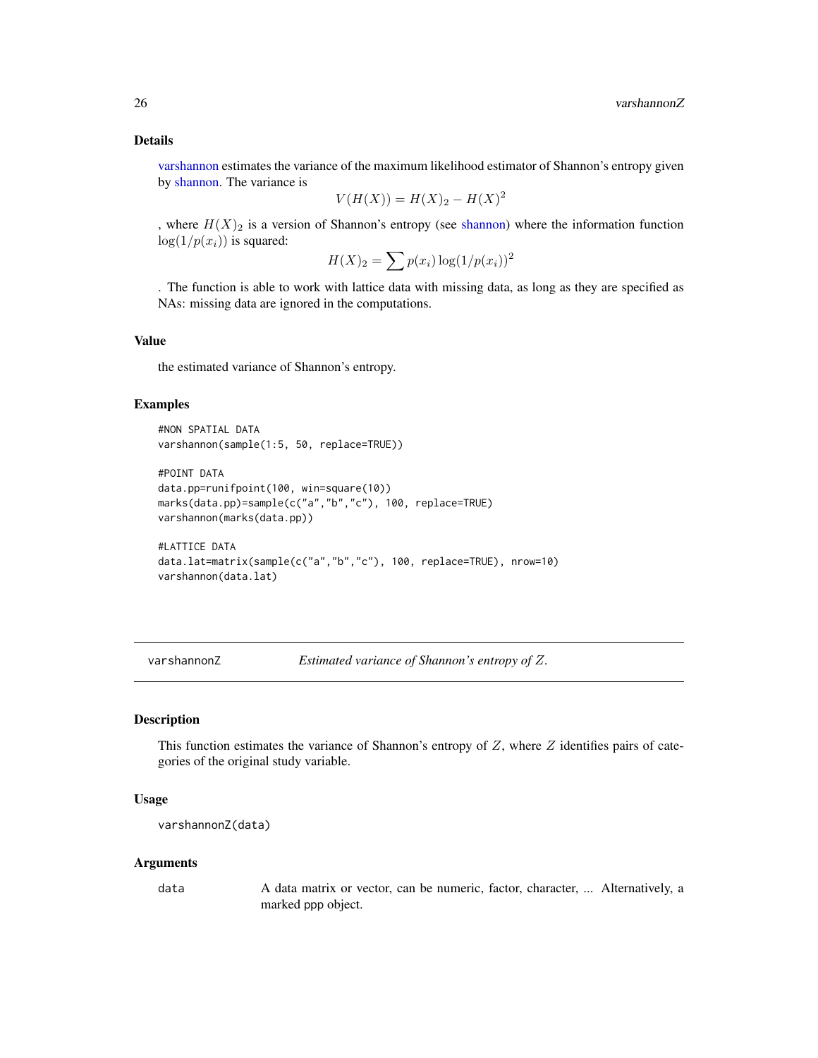### Details

varshannon estimates the variance of the maximum likelihood estimator of Shannon's entropy given by shannon. The variance is

$$V(H(X)) = H(X)_2 - H(X)^2$$

, where $H(X)_2$ is a version of Shannon's entropy (see shannon) where the information function $\log(1/p(x_i))$ is squared:

$$H(X)_2 = \sum p(x_i) \log(1/p(x_i))^2$$

. The function is able to work with lattice data with missing data, as long as they are specified as NAs: missing data are ignored in the computations.

### Value

the estimated variance of Shannon's entropy.

### Examples

```
#NON SPATIAL DATA
varshannon(sample(1:5, 50, replace=TRUE))

#POINT DATA
data.pp=runifpoint(100, win=square(10))
marks(data.pp)=sample(c("a","b","c"), 100, replace=TRUE)
varshannon(marks(data.pp))

#LATTICE DATA
data.lat=matrix(sample(c("a","b","c"), 100, replace=TRUE), nrow=10)
varshannon(data.lat)
```

---

## varshannonZ — *Estimated variance of Shannon's entropy of $Z$.*

### Description

This function estimates the variance of Shannon's entropy of $Z$, where $Z$ identifies pairs of categories of the original study variable.

### Usage

```
varshannonZ(data)
```

### Arguments

| | |
|---|---|
| data | A data matrix or vector, can be numeric, factor, character, ... Alternatively, a marked ppp object. |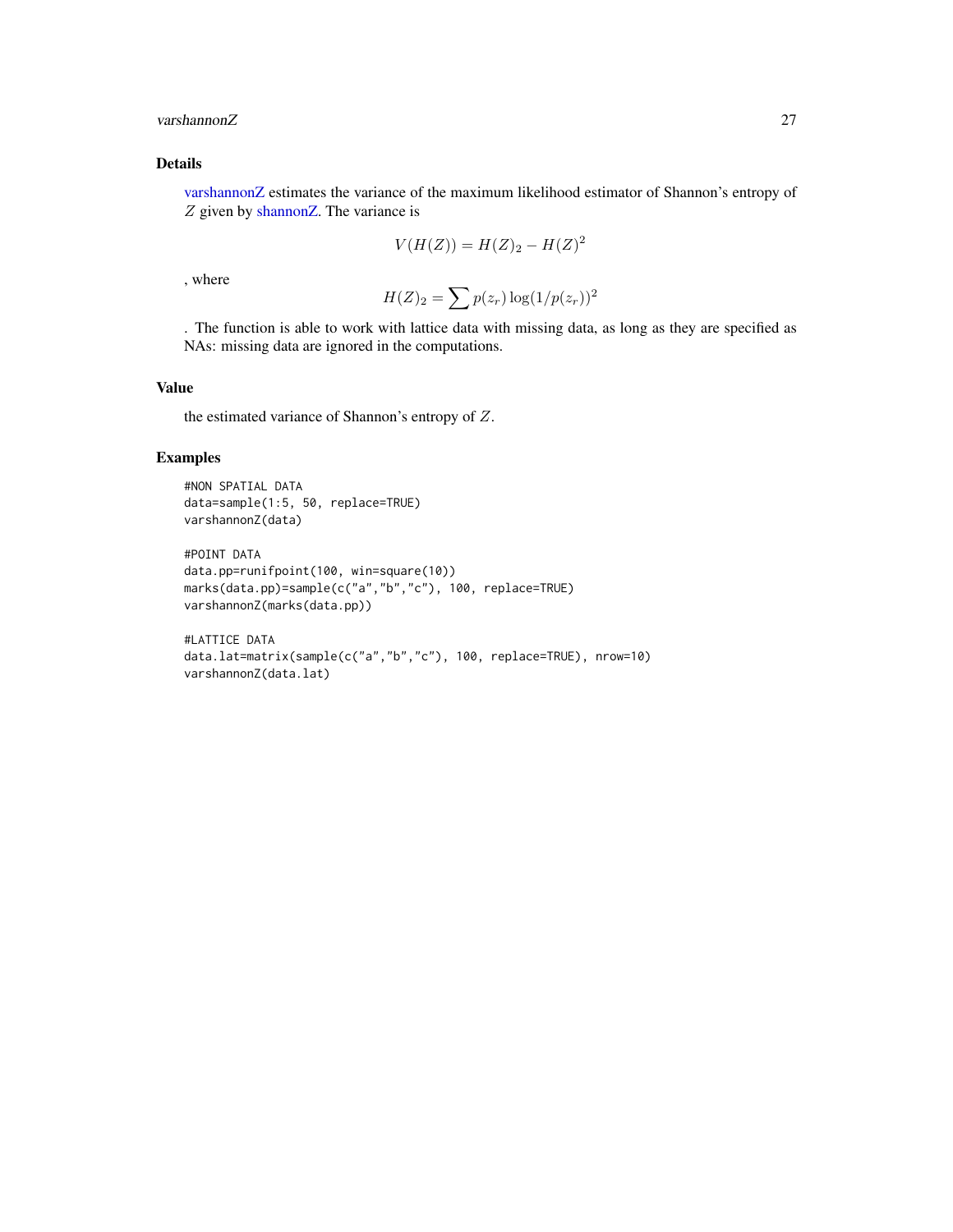## Details

varshannonZ estimates the variance of the maximum likelihood estimator of Shannon's entropy of $Z$ given by shannonZ. The variance is

$$V(H(Z)) = H(Z)_2 - H(Z)^2$$

, where

$$H(Z)_2 = \sum p(z_r) \log(1/p(z_r))^2$$

. The function is able to work with lattice data with missing data, as long as they are specified as NAs: missing data are ignored in the computations.

## Value

the estimated variance of Shannon's entropy of $Z$.

## Examples

```
#NON SPATIAL DATA
data=sample(1:5, 50, replace=TRUE)
varshannonZ(data)

#POINT DATA
data.pp=runifpoint(100, win=square(10))
marks(data.pp)=sample(c("a","b","c"), 100, replace=TRUE)
varshannonZ(marks(data.pp))

#LATTICE DATA
data.lat=matrix(sample(c("a","b","c"), 100, replace=TRUE), nrow=10)
varshannonZ(data.lat)
```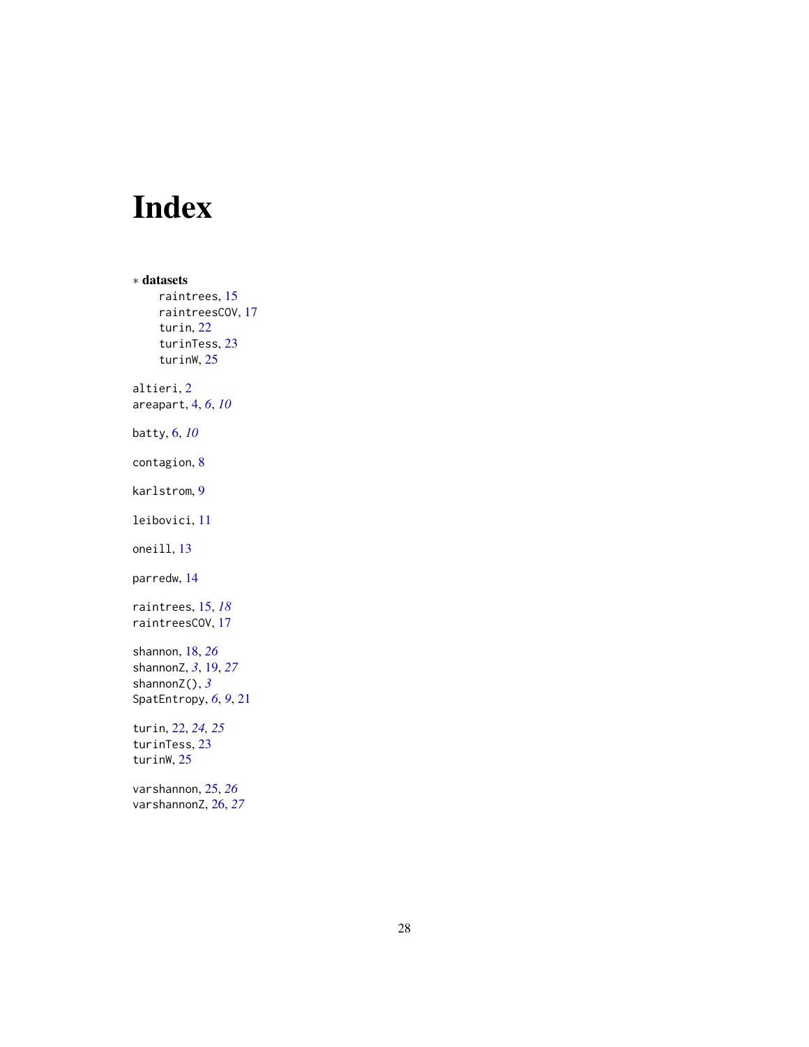# Index

∗ **datasets**

raintrees, 15
raintreesCOV, 17
turin, 22
turinTess, 23
turinW, 25

altieri, 2
areapart, 4, *6*, *10*

batty, 6, *10*

contagion, 8

karlstrom, 9

leibovici, 11

oneill, 13

parredw, 14

raintrees, 15, *18*
raintreesCOV, 17

shannon, 18, *26*
shannonZ, *3*, 19, *27*
shannonZ(), *3*
SpatEntropy, *6*, *9*, 21

turin, 22, *24, 25*
turinTess, 23
turinW, 25

varshannon, 25, *26*
varshannonZ, 26, *27*